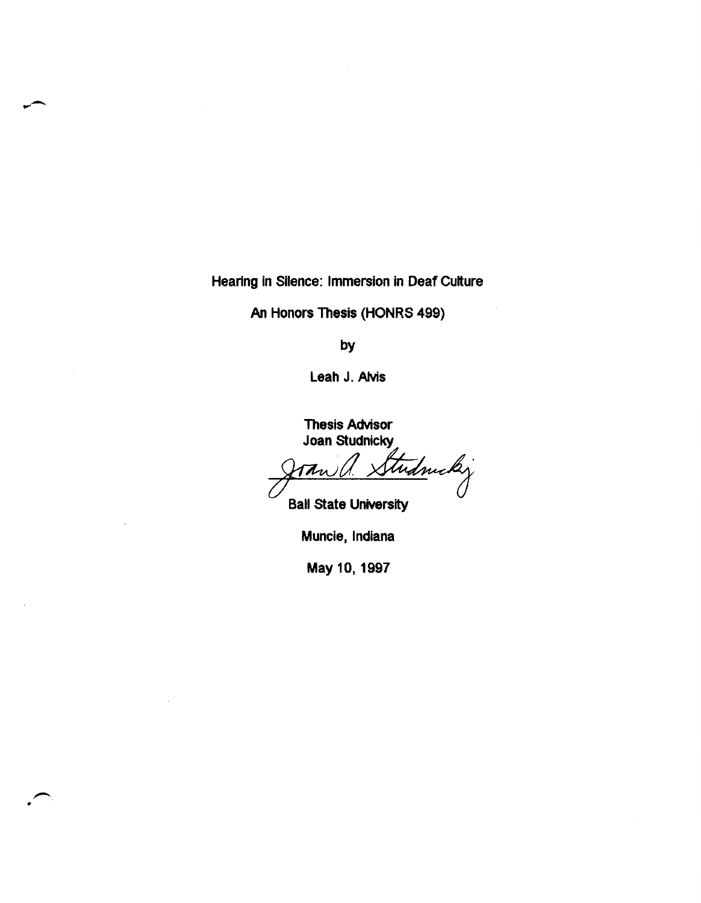# Hearing in Silence: Immersion in Deaf Culture

An Honors Thesis (HONRS 499)

by

Leah J. Alvis

Thesis Advisor

Joan Studnicky

Ball State University

Muncie, Indiana

May 10, 1997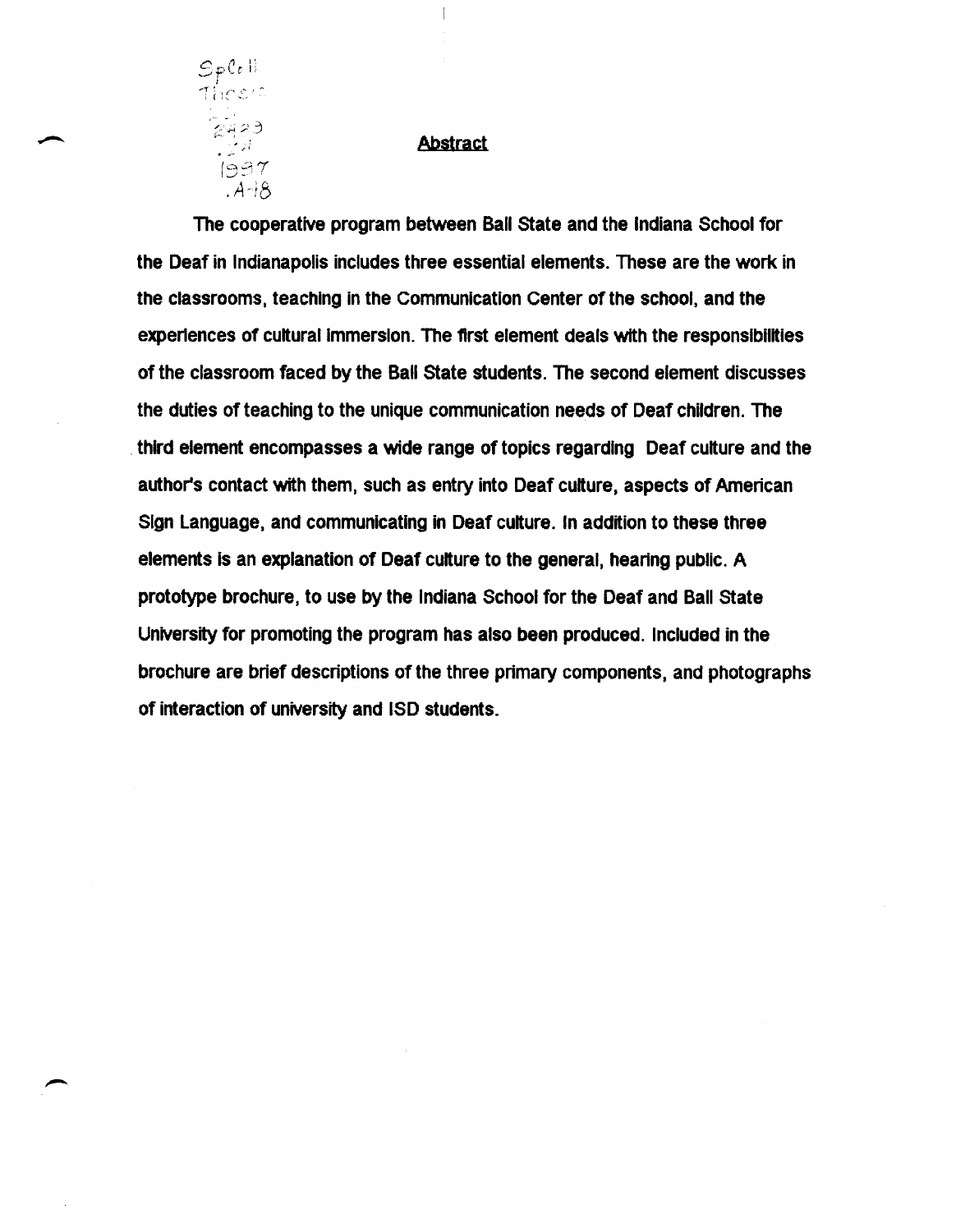SpColl Thesis LD 2489 .Z4 1997 .A48

## Abstract

The cooperative program between Ball State and the Indiana School for the Deaf in Indianapolis includes three essential elements. These are the work in the classrooms, teaching in the Communication Center of the school, and the experiences of cultural immersion. The first element deals with the responsibilities of the classroom faced by the Ball State students. The second element discusses the duties of teaching to the unique communication needs of Deaf children. The third element encompasses a wide range of topics regarding Deaf culture and the author's contact with them, such as entry into Deaf culture, aspects of American Sign Language, and communicating in Deaf culture. In addition to these three elements is an explanation of Deaf culture to the general, hearing public. A prototype brochure, to use by the Indiana School for the Deaf and Ball State University for promoting the program has also been produced. Included in the brochure are brief descriptions of the three primary components, and photographs of interaction of university and ISD students.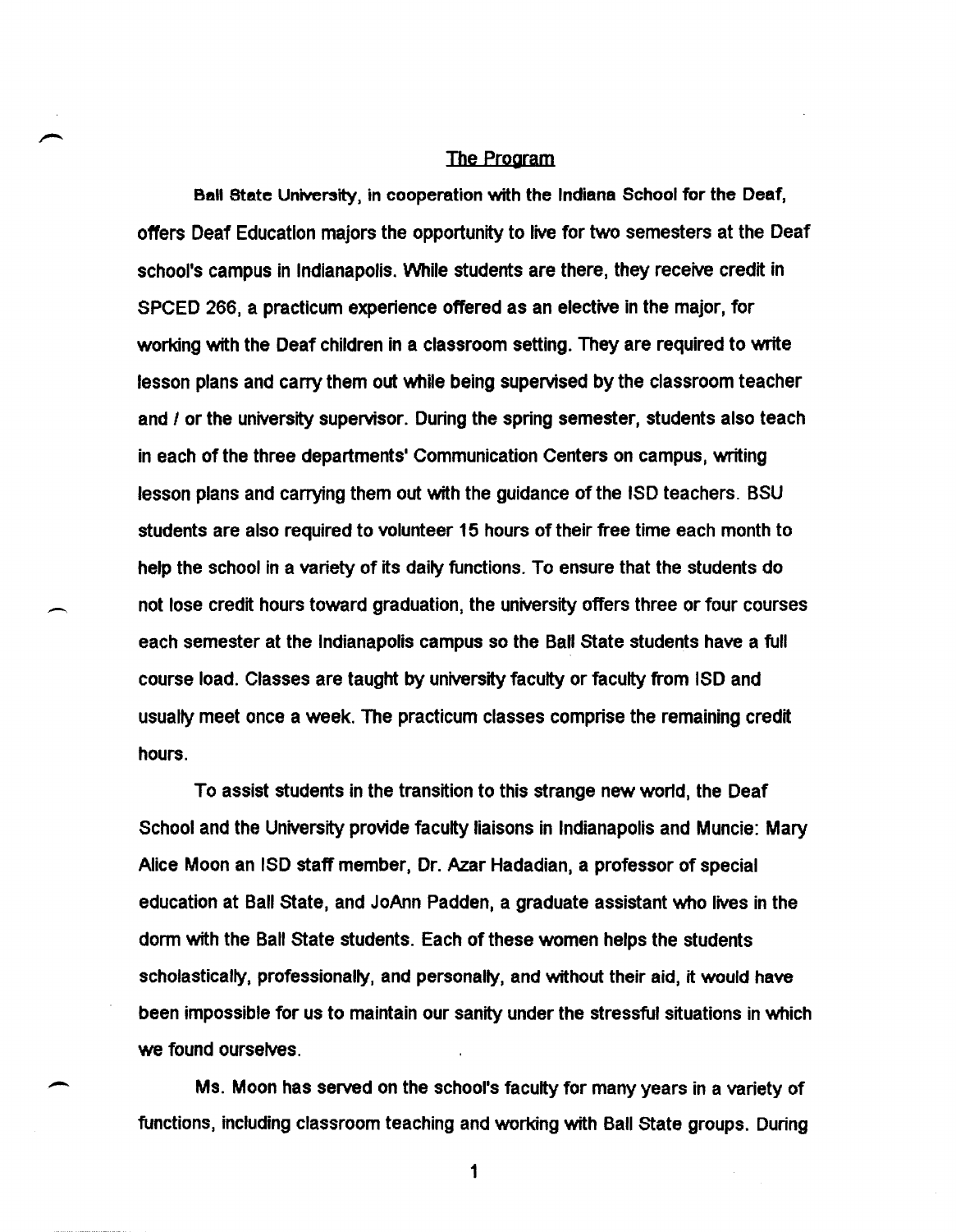## The Program

Ball State University, in cooperation with the Indiana School for the Deaf, offers Deaf Education majors the opportunity to live for two semesters at the Deaf school's campus in Indianapolis. While students are there, they receive credit in SPCED 266, a practicum experience offered as an elective in the major, for working with the Deaf children in a classroom setting. They are required to write lesson plans and carry them out while being supervised by the classroom teacher and / or the university supervisor. During the spring semester, students also teach in each of the three departments' Communication Centers on campus, writing lesson plans and carrying them out with the guidance of the ISD teachers. BSU students are also required to volunteer 15 hours of their free time each month to help the school in a variety of its daily functions. To ensure that the students do not lose credit hours toward graduation, the university offers three or four courses each semester at the Indianapolis campus so the Ball State students have a full course load. Classes are taught by university faculty or faculty from ISD and usually meet once a week. The practicum classes comprise the remaining credit hours.

To assist students in the transition to this strange new world, the Deaf School and the University provide faculty liaisons in Indianapolis and Muncie: Mary Alice Moon an ISD staff member, Dr. Azar Hadadian, a professor of special education at Ball State, and JoAnn Padden, a graduate assistant who lives in the dorm with the Ball State students. Each of these women helps the students scholastically, professionally, and personally, and without their aid, it would have been impossible for us to maintain our sanity under the stressful situations in which we found ourselves.

Ms. Moon has served on the school's faculty for many years in a variety of functions, including classroom teaching and working with Ball State groups. During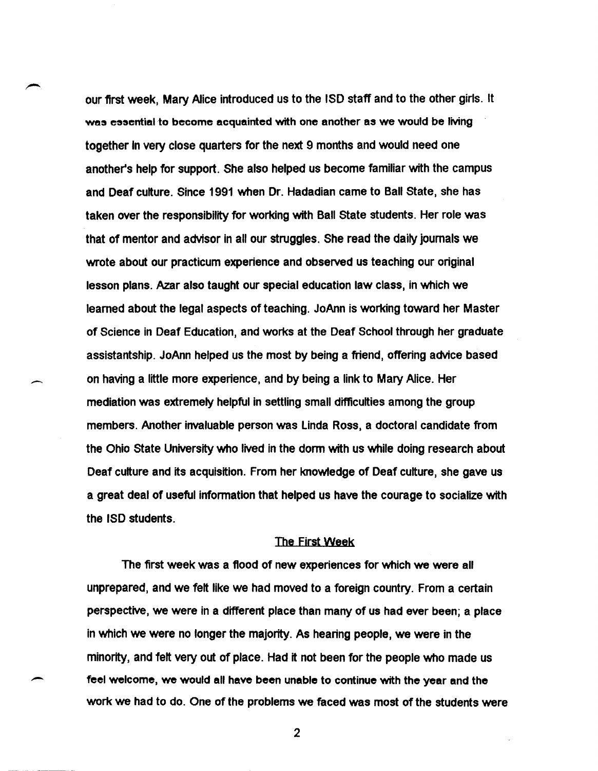our first week, Mary Alice introduced us to the ISD staff and to the other girls. It was essential to become acquainted with one another as we would be living together in very close quarters for the next 9 months and would need one another's help for support. She also helped us become familiar with the campus and Deaf culture. Since 1991 when Dr. Hadadian came to Ball State, she has taken over the responsibility for working with Ball State students. Her role was that of mentor and advisor in all our struggles. She read the daily journals we wrote about our practicum experience and observed us teaching our original lesson plans. Azar also taught our special education law class, in which we learned about the legal aspects of teaching. JoAnn is working toward her Master of Science in Deaf Education, and works at the Deaf School through her graduate assistantship. JoAnn helped us the most by being a friend, offering advice based on having a little more experience, and by being a link to Mary Alice. Her mediation was extremely helpful in settling small difficulties among the group members. Another invaluable person was Linda Ross, a doctoral candidate from the Ohio State University who lived in the dorm with us while doing research about Deaf culture and its acquisition. From her knowledge of Deaf culture, she gave us a great deal of useful information that helped us have the courage to socialize with the ISD students.

## The First Week

The first week was a flood of new experiences for which we were all unprepared, and we felt like we had moved to a foreign country. From a certain perspective, we were in a different place than many of us had ever been; a place in which we were no longer the majority. As hearing people, we were in the minority, and felt very out of place. Had it not been for the people who made us feel welcome, we would all have been unable to continue with the year and the work we had to do. One of the problems we faced was most of the students were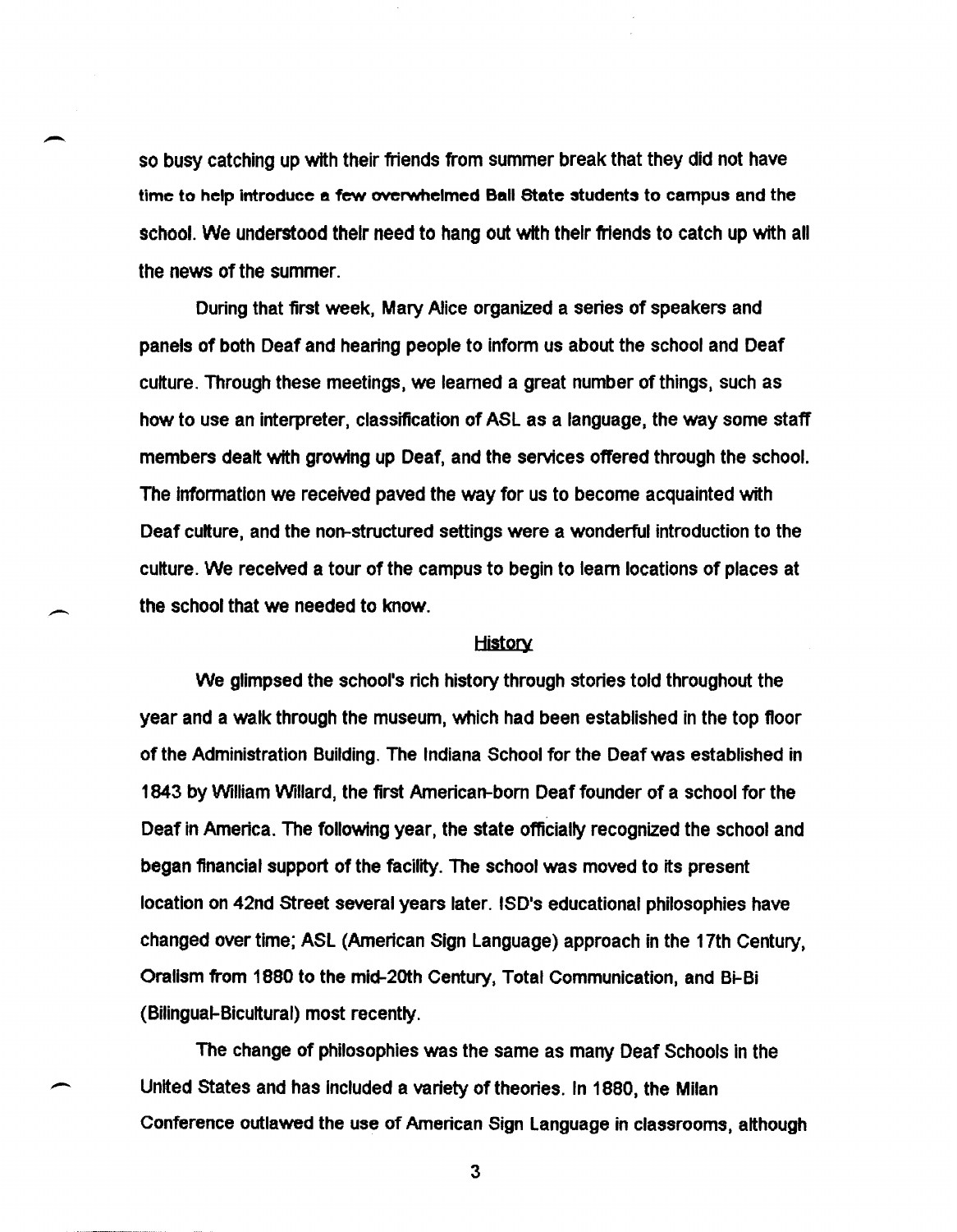so busy catching up with their friends from summer break that they did not have time to help introduce a few overwhelmed Ball State students to campus and the school. We understood their need to hang out with their friends to catch up with all the news of the summer.

During that first week, Mary Alice organized a series of speakers and panels of both Deaf and hearing people to inform us about the school and Deaf culture. Through these meetings, we learned a great number of things, such as how to use an interpreter, classification of ASL as a language, the way some staff members dealt with growing up Deaf, and the services offered through the school. The information we received paved the way for us to become acquainted with Deaf culture, and the non-structured settings were a wonderful introduction to the culture. We received a tour of the campus to begin to learn locations of places at the school that we needed to know.

## History

We glimpsed the school's rich history through stories told throughout the year and a walk through the museum, which had been established in the top floor of the Administration Building. The Indiana School for the Deaf was established in 1843 by William Willard, the first American-born Deaf founder of a school for the Deaf in America. The following year, the state officially recognized the school and began financial support of the facility. The school was moved to its present location on 42nd Street several years later. ISD's educational philosophies have changed over time; ASL (American Sign Language) approach in the 17th Century, Oralism from 1880 to the mid-20th Century, Total Communication, and Bi-Bi (Bilingual-Bicultural) most recently.

The change of philosophies was the same as many Deaf Schools in the United States and has included a variety of theories. In 1880, the Milan Conference outlawed the use of American Sign Language in classrooms, although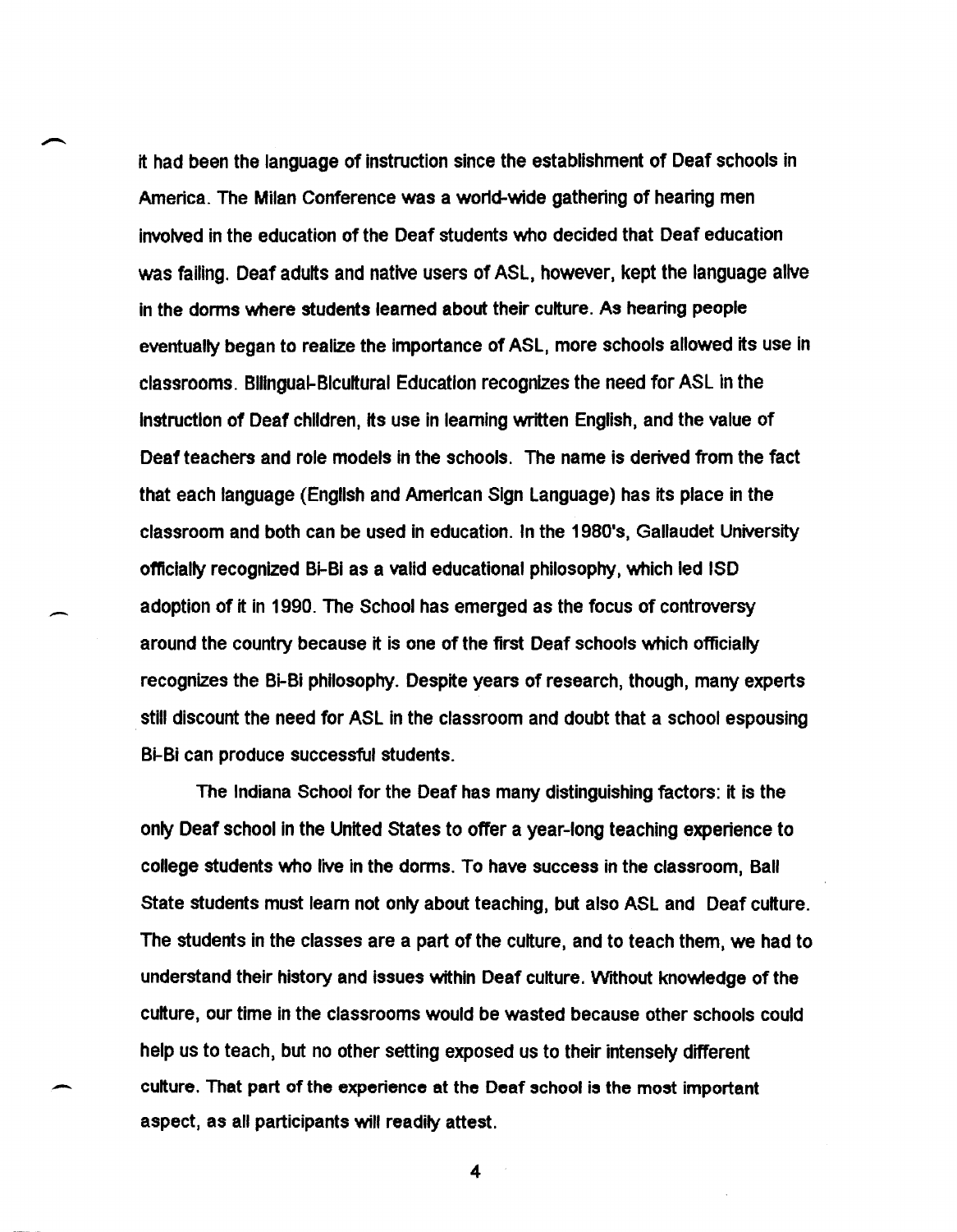it had been the language of instruction since the establishment of Deaf schools in America. The Milan Conference was a world-wide gathering of hearing men involved in the education of the Deaf students who decided that Deaf education was failing. Deaf adults and native users of ASL, however, kept the language alive in the dorms where students learned about their culture. As hearing people eventually began to realize the importance of ASL, more schools allowed its use in classrooms. Bilingual-Bicultural Education recognizes the need for ASL in the instruction of Deaf children, its use in learning written English, and the value of Deaf teachers and role models in the schools. The name is derived from the fact that each language (English and American Sign Language) has its place in the classroom and both can be used in education. In the 1980's, Gallaudet University officially recognized Bi-Bi as a valid educational philosophy, which led ISD adoption of it in 1990. The School has emerged as the focus of controversy around the country because it is one of the first Deaf schools which officially recognizes the Bi-Bi philosophy. Despite years of research, though, many experts still discount the need for ASL in the classroom and doubt that a school espousing Bi-Bi can produce successful students.

The Indiana School for the Deaf has many distinguishing factors: it is the only Deaf school in the United States to offer a year-long teaching experience to college students who live in the dorms. To have success in the classroom, Ball State students must learn not only about teaching, but also ASL and Deaf culture. The students in the classes are a part of the culture, and to teach them, we had to understand their history and issues within Deaf culture. Without knowledge of the culture, our time in the classrooms would be wasted because other schools could help us to teach, but no other setting exposed us to their intensely different culture. That part of the experience at the Deaf school is the most important aspect, as all participants will readily attest.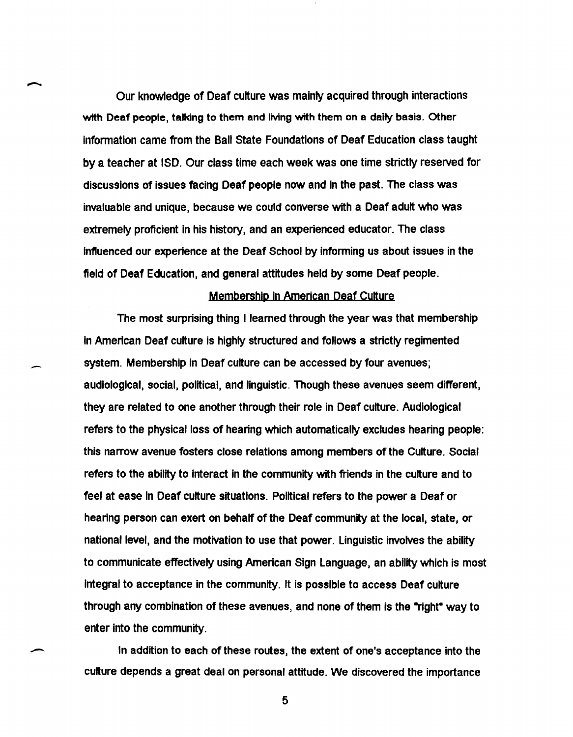Our knowledge of Deaf culture was mainly acquired through interactions with Deaf people, talking to them and living with them on a daily basis. Other information came from the Ball State Foundations of Deaf Education class taught by a teacher at ISD. Our class time each week was one time strictly reserved for discussions of issues facing Deaf people now and in the past. The class was invaluable and unique, because we could converse with a Deaf adult who was extremely proficient in his history, and an experienced educator. The class influenced our experience at the Deaf School by informing us about issues in the field of Deaf Education, and general attitudes held by some Deaf people.

## Membership in American Deaf Culture

The most surprising thing I learned through the year was that membership in American Deaf culture is highly structured and follows a strictly regimented system. Membership in Deaf culture can be accessed by four avenues; audiological, social, political, and linguistic. Though these avenues seem different, they are related to one another through their role in Deaf culture. Audiological refers to the physical loss of hearing which automatically excludes hearing people: this narrow avenue fosters close relations among members of the Culture. Social refers to the ability to interact in the community with friends in the culture and to feel at ease in Deaf culture situations. Political refers to the power a Deaf or hearing person can exert on behalf of the Deaf community at the local, state, or national level, and the motivation to use that power. Linguistic involves the ability to communicate effectively using American Sign Language, an ability which is most integral to acceptance in the community. It is possible to access Deaf culture through any combination of these avenues, and none of them is the "right" way to enter into the community.

In addition to each of these routes, the extent of one's acceptance into the culture depends a great deal on personal attitude. We discovered the importance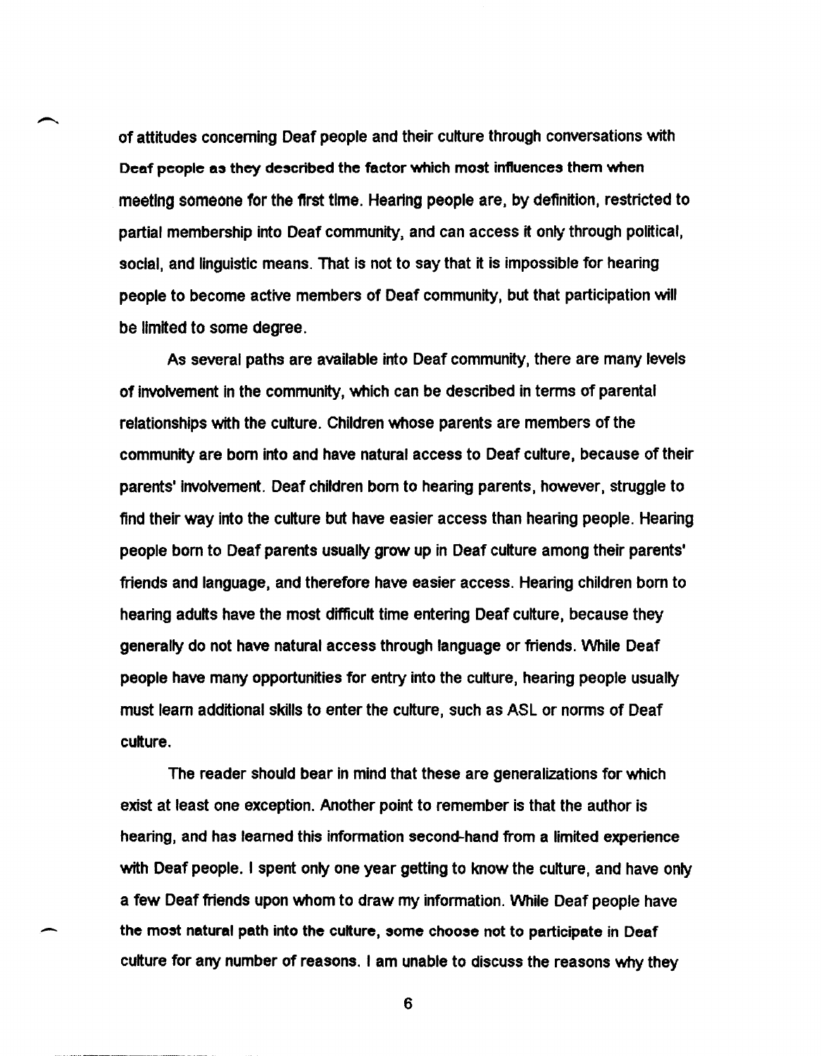of attitudes concerning Deaf people and their culture through conversations with Deaf people as they described the factor which most influences them when meeting someone for the first time. Hearing people are, by definition, restricted to partial membership into Deaf community, and can access it only through political, social, and linguistic means. That is not to say that it is impossible for hearing people to become active members of Deaf community, but that participation will be limited to some degree.

As several paths are available into Deaf community, there are many levels of involvement in the community, which can be described in terms of parental relationships with the culture. Children whose parents are members of the community are born into and have natural access to Deaf culture, because of their parents' involvement. Deaf children born to hearing parents, however, struggle to find their way into the culture but have easier access than hearing people. Hearing people born to Deaf parents usually grow up in Deaf culture among their parents' friends and language, and therefore have easier access. Hearing children born to hearing adults have the most difficult time entering Deaf culture, because they generally do not have natural access through language or friends. While Deaf people have many opportunities for entry into the culture, hearing people usually must learn additional skills to enter the culture, such as ASL or norms of Deaf culture.

The reader should bear in mind that these are generalizations for which exist at least one exception. Another point to remember is that the author is hearing, and has learned this information second-hand from a limited experience with Deaf people. I spent only one year getting to know the culture, and have only a few Deaf friends upon whom to draw my information. While Deaf people have the most natural path into the culture, some choose not to participate in Deaf culture for any number of reasons. I am unable to discuss the reasons why they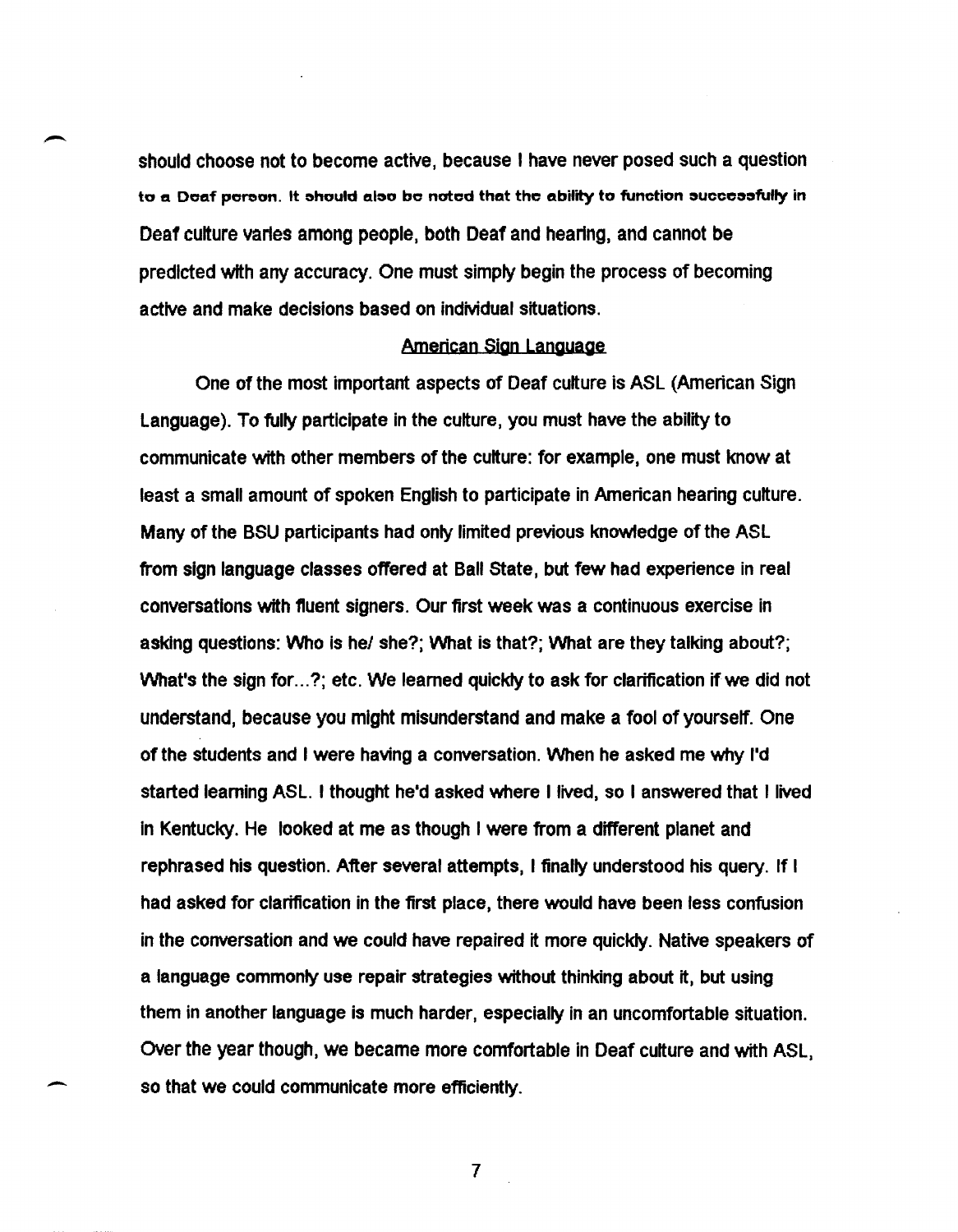should choose not to become active, because I have never posed such a question to a Deaf person. It should also be noted that the ability to function successfully in Deaf culture varies among people, both Deaf and hearing, and cannot be predicted with any accuracy. One must simply begin the process of becoming active and make decisions based on individual situations.

## American Sign Language

One of the most important aspects of Deaf culture is ASL (American Sign Language). To fully participate in the culture, you must have the ability to communicate with other members of the culture: for example, one must know at least a small amount of spoken English to participate in American hearing culture. Many of the BSU participants had only limited previous knowledge of the ASL from sign language classes offered at Ball State, but few had experience in real conversations with fluent signers. Our first week was a continuous exercise in asking questions: Who is he/ she?; What is that?; What are they talking about?; What's the sign for...?; etc. We learned quickly to ask for clarification if we did not understand, because you might misunderstand and make a fool of yourself. One of the students and I were having a conversation. When he asked me why I'd started learning ASL. I thought he'd asked where I lived, so I answered that I lived in Kentucky. He looked at me as though I were from a different planet and rephrased his question. After several attempts, I finally understood his query. If I had asked for clarification in the first place, there would have been less confusion in the conversation and we could have repaired it more quickly. Native speakers of a language commonly use repair strategies without thinking about it, but using them in another language is much harder, especially in an uncomfortable situation. Over the year though, we became more comfortable in Deaf culture and with ASL, so that we could communicate more efficiently.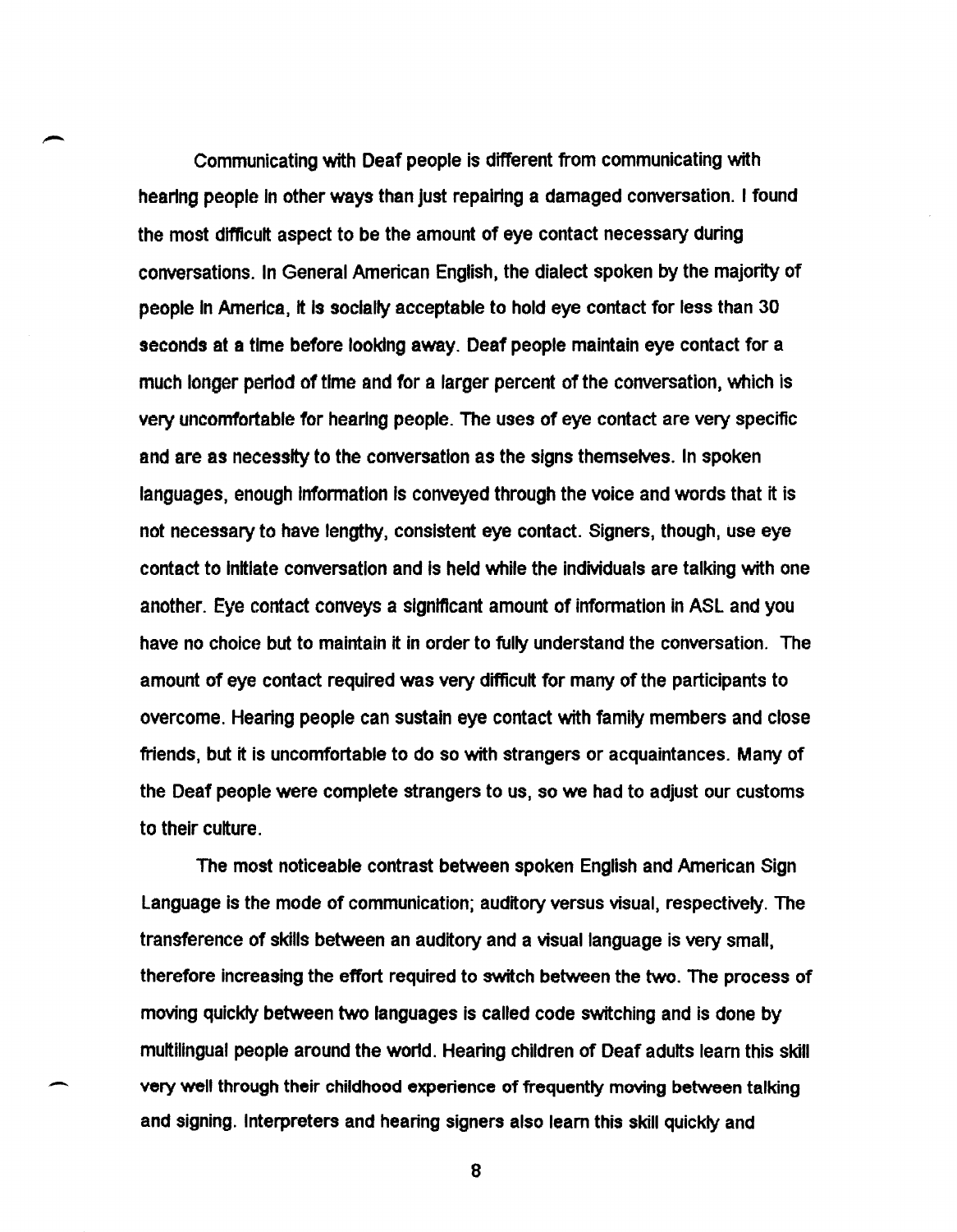Communicating with Deaf people is different from communicating with hearing people in other ways than just repairing a damaged conversation. I found the most difficult aspect to be the amount of eye contact necessary during conversations. In General American English, the dialect spoken by the majority of people in America, it is socially acceptable to hold eye contact for less than 30 seconds at a time before looking away. Deaf people maintain eye contact for a much longer period of time and for a larger percent of the conversation, which is very uncomfortable for hearing people. The uses of eye contact are very specific and are as necessity to the conversation as the signs themselves. In spoken languages, enough information is conveyed through the voice and words that it is not necessary to have lengthy, consistent eye contact. Signers, though, use eye contact to initiate conversation and is held while the individuals are talking with one another. Eye contact conveys a significant amount of information in ASL and you have no choice but to maintain it in order to fully understand the conversation. The amount of eye contact required was very difficult for many of the participants to overcome. Hearing people can sustain eye contact with family members and close friends, but it is uncomfortable to do so with strangers or acquaintances. Many of the Deaf people were complete strangers to us, so we had to adjust our customs to their culture.

The most noticeable contrast between spoken English and American Sign Language is the mode of communication; auditory versus visual, respectively. The transference of skills between an auditory and a visual language is very small, therefore increasing the effort required to switch between the two. The process of moving quickly between two languages is called code switching and is done by multilingual people around the world. Hearing children of Deaf adults learn this skill very well through their childhood experience of frequently moving between talking and signing. Interpreters and hearing signers also learn this skill quickly and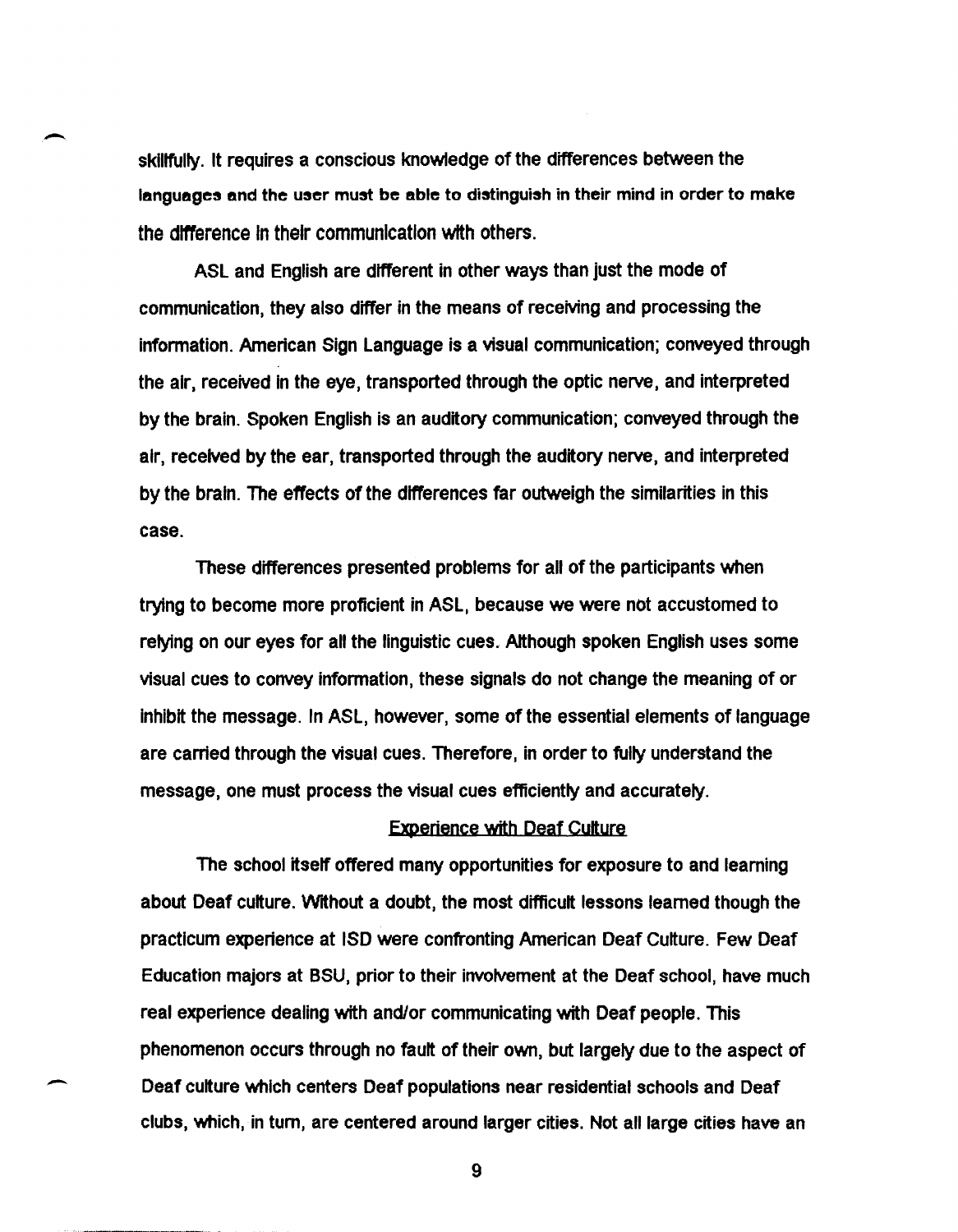skillfully. It requires a conscious knowledge of the differences between the languages and the user must be able to distinguish in their mind in order to make the difference in their communication with others.

ASL and English are different in other ways than just the mode of communication, they also differ in the means of receiving and processing the information. American Sign Language is a visual communication; conveyed through the air, received in the eye, transported through the optic nerve, and interpreted by the brain. Spoken English is an auditory communication; conveyed through the air, received by the ear, transported through the auditory nerve, and interpreted by the brain. The effects of the differences far outweigh the similarities in this case.

These differences presented problems for all of the participants when trying to become more proficient in ASL, because we were not accustomed to relying on our eyes for all the linguistic cues. Although spoken English uses some visual cues to convey information, these signals do not change the meaning of or inhibit the message. In ASL, however, some of the essential elements of language are carried through the visual cues. Therefore, in order to fully understand the message, one must process the visual cues efficiently and accurately.

## Experience with Deaf Culture

The school itself offered many opportunities for exposure to and learning about Deaf culture. Without a doubt, the most difficult lessons learned though the practicum experience at ISD were confronting American Deaf Culture. Few Deaf Education majors at BSU, prior to their involvement at the Deaf school, have much real experience dealing with and/or communicating with Deaf people. This phenomenon occurs through no fault of their own, but largely due to the aspect of Deaf culture which centers Deaf populations near residential schools and Deaf clubs, which, in turn, are centered around larger cities. Not all large cities have an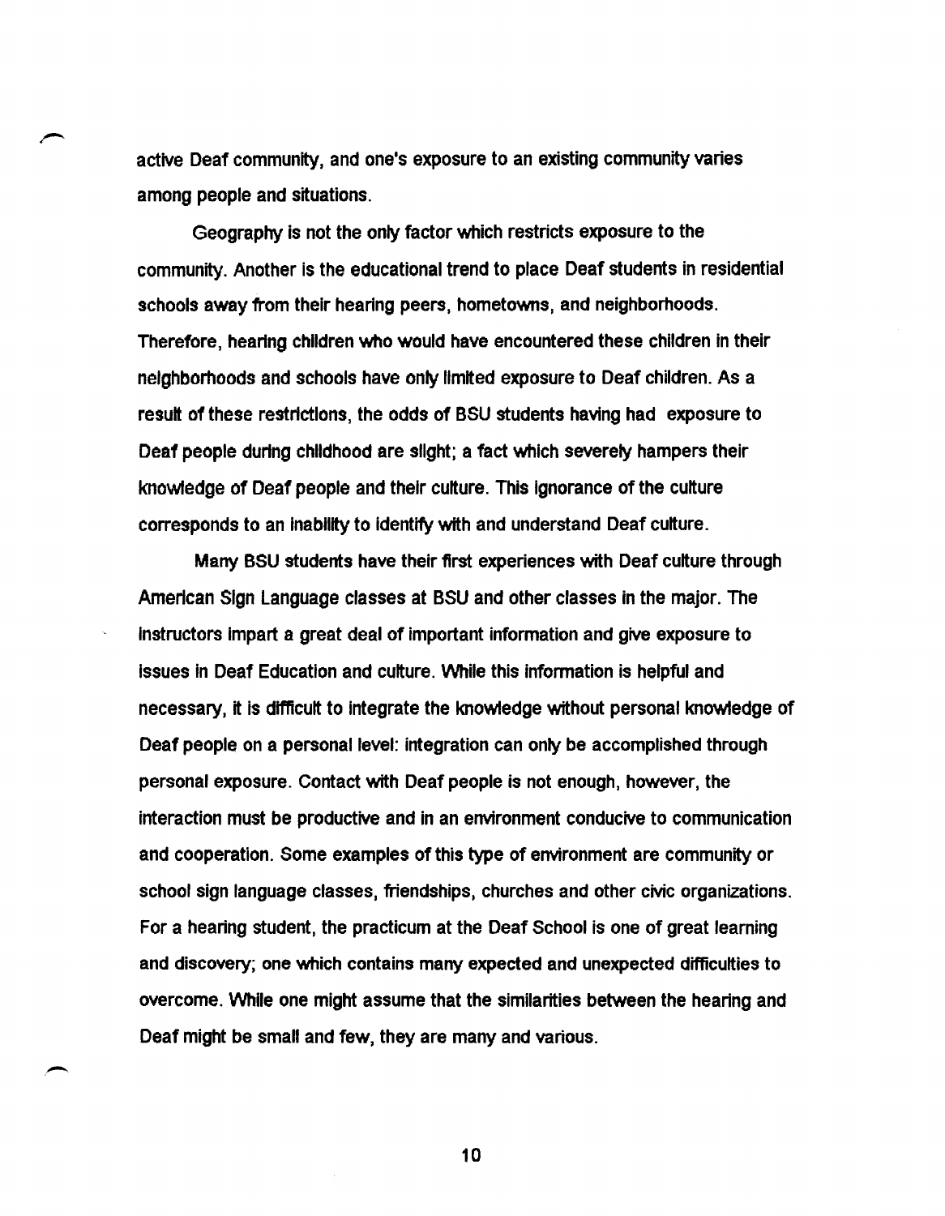active Deaf community, and one's exposure to an existing community varies among people and situations.

Geography is not the only factor which restricts exposure to the community. Another is the educational trend to place Deaf students in residential schools away from their hearing peers, hometowns, and neighborhoods. Therefore, hearing children who would have encountered these children in their neighborhoods and schools have only limited exposure to Deaf children. As a result of these restrictions, the odds of BSU students having had exposure to Deaf people during childhood are slight; a fact which severely hampers their knowledge of Deaf people and their culture. This ignorance of the culture corresponds to an inability to identify with and understand Deaf culture.

Many BSU students have their first experiences with Deaf culture through American Sign Language classes at BSU and other classes in the major. The instructors impart a great deal of important information and give exposure to issues in Deaf Education and culture. While this information is helpful and necessary, it is difficult to integrate the knowledge without personal knowledge of Deaf people on a personal level: integration can only be accomplished through personal exposure. Contact with Deaf people is not enough, however, the interaction must be productive and in an environment conducive to communication and cooperation. Some examples of this type of environment are community or school sign language classes, friendships, churches and other civic organizations. For a hearing student, the practicum at the Deaf School is one of great learning and discovery; one which contains many expected and unexpected difficulties to overcome. While one might assume that the similarities between the hearing and Deaf might be small and few, they are many and various.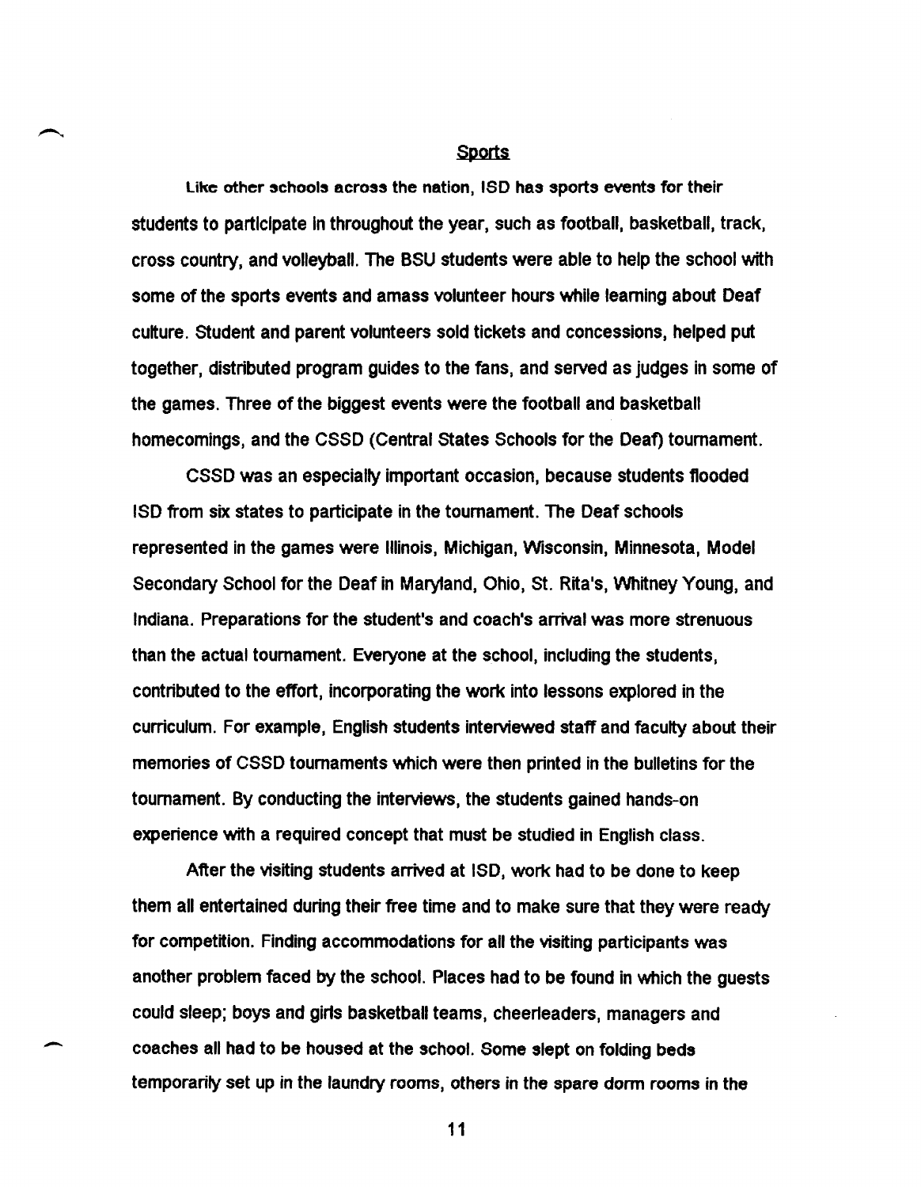## Sports

Like other schools across the nation, ISD has sports events for their students to participate in throughout the year, such as football, basketball, track, cross country, and volleyball. The BSU students were able to help the school with some of the sports events and amass volunteer hours while learning about Deaf culture. Student and parent volunteers sold tickets and concessions, helped put together, distributed program guides to the fans, and served as judges in some of the games. Three of the biggest events were the football and basketball homecomings, and the CSSD (Central States Schools for the Deaf) tournament.

CSSD was an especially important occasion, because students flooded ISD from six states to participate in the tournament. The Deaf schools represented in the games were Illinois, Michigan, Wisconsin, Minnesota, Model Secondary School for the Deaf in Maryland, Ohio, St. Rita's, Whitney Young, and Indiana. Preparations for the student's and coach's arrival was more strenuous than the actual tournament. Everyone at the school, including the students, contributed to the effort, incorporating the work into lessons explored in the curriculum. For example, English students interviewed staff and faculty about their memories of CSSD tournaments which were then printed in the bulletins for the tournament. By conducting the interviews, the students gained hands-on experience with a required concept that must be studied in English class.

After the visiting students arrived at ISD, work had to be done to keep them all entertained during their free time and to make sure that they were ready for competition. Finding accommodations for all the visiting participants was another problem faced by the school. Places had to be found in which the guests could sleep; boys and girls basketball teams, cheerleaders, managers and coaches all had to be housed at the school. Some slept on folding beds temporarily set up in the laundry rooms, others in the spare dorm rooms in the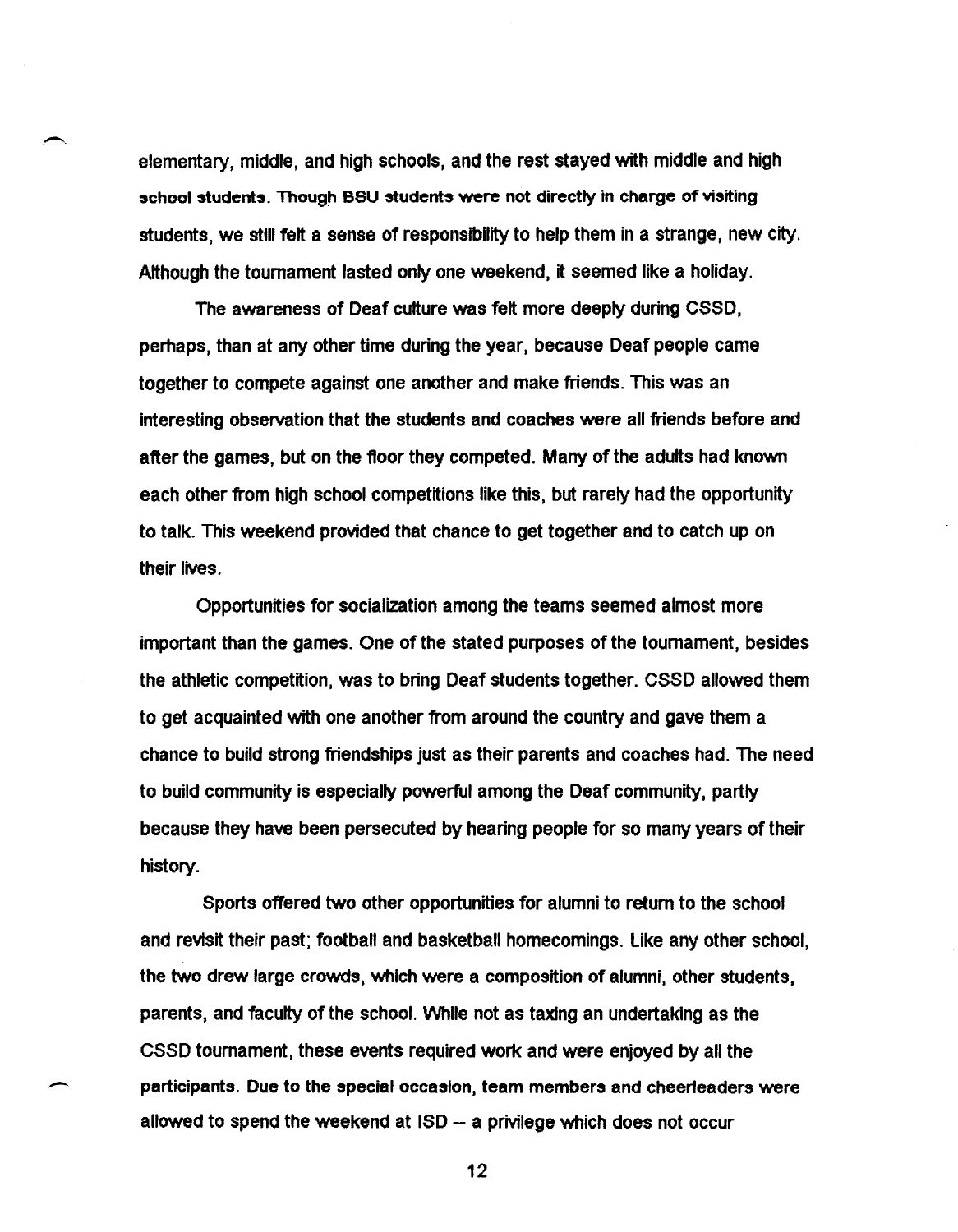elementary, middle, and high schools, and the rest stayed with middle and high school students. Though BSU students were not directly in charge of visiting students, we still felt a sense of responsibility to help them in a strange, new city. Although the tournament lasted only one weekend, it seemed like a holiday.

The awareness of Deaf culture was felt more deeply during CSSD, perhaps, than at any other time during the year, because Deaf people came together to compete against one another and make friends. This was an interesting observation that the students and coaches were all friends before and after the games, but on the floor they competed. Many of the adults had known each other from high school competitions like this, but rarely had the opportunity to talk. This weekend provided that chance to get together and to catch up on their lives.

Opportunities for socialization among the teams seemed almost more important than the games. One of the stated purposes of the tournament, besides the athletic competition, was to bring Deaf students together. CSSD allowed them to get acquainted with one another from around the country and gave them a chance to build strong friendships just as their parents and coaches had. The need to build community is especially powerful among the Deaf community, partly because they have been persecuted by hearing people for so many years of their history.

Sports offered two other opportunities for alumni to return to the school and revisit their past; football and basketball homecomings. Like any other school, the two drew large crowds, which were a composition of alumni, other students, parents, and faculty of the school. While not as taxing an undertaking as the CSSD tournament, these events required work and were enjoyed by all the participants. Due to the special occasion, team members and cheerleaders were allowed to spend the weekend at ISD -- a privilege which does not occur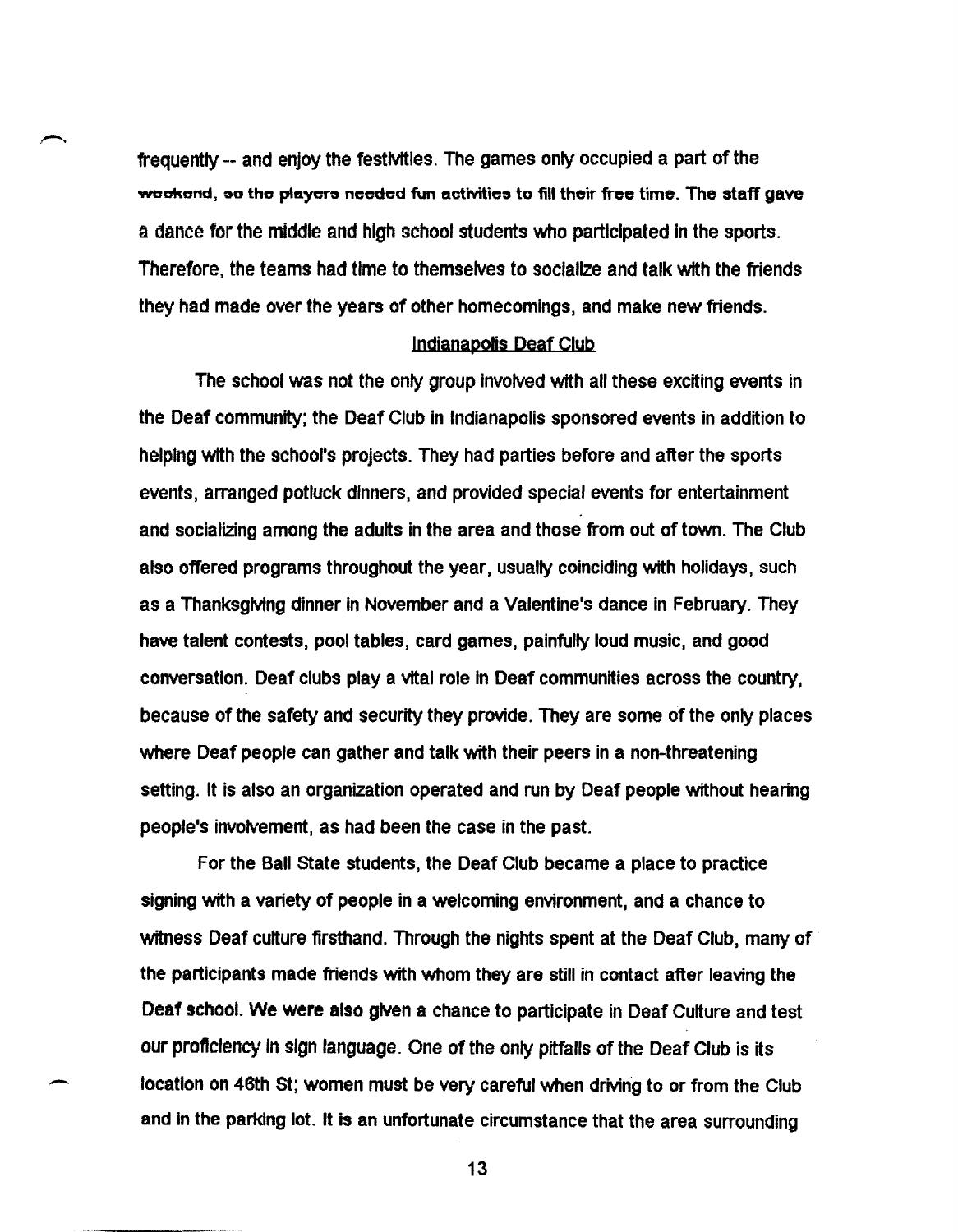frequently -- and enjoy the festivities. The games only occupied a part of the weekend, so the players needed fun activities to fill their free time. The staff gave a dance for the middle and high school students who participated in the sports. Therefore, the teams had time to themselves to socialize and talk with the friends they had made over the years of other homecomings, and make new friends.

## Indianapolis Deaf Club

The school was not the only group involved with all these exciting events in the Deaf community; the Deaf Club in Indianapolis sponsored events in addition to helping with the school's projects. They had parties before and after the sports events, arranged potluck dinners, and provided special events for entertainment and socializing among the adults in the area and those from out of town. The Club also offered programs throughout the year, usually coinciding with holidays, such as a Thanksgiving dinner in November and a Valentine's dance in February. They have talent contests, pool tables, card games, painfully loud music, and good conversation. Deaf clubs play a vital role in Deaf communities across the country, because of the safety and security they provide. They are some of the only places where Deaf people can gather and talk with their peers in a non-threatening setting. It is also an organization operated and run by Deaf people without hearing people's involvement, as had been the case in the past.

For the Ball State students, the Deaf Club became a place to practice signing with a variety of people in a welcoming environment, and a chance to witness Deaf culture firsthand. Through the nights spent at the Deaf Club, many of the participants made friends with whom they are still in contact after leaving the Deaf school. We were also given a chance to participate in Deaf Culture and test our proficiency in sign language. One of the only pitfalls of the Deaf Club is its location on 46th St; women must be very careful when driving to or from the Club and in the parking lot. It is an unfortunate circumstance that the area surrounding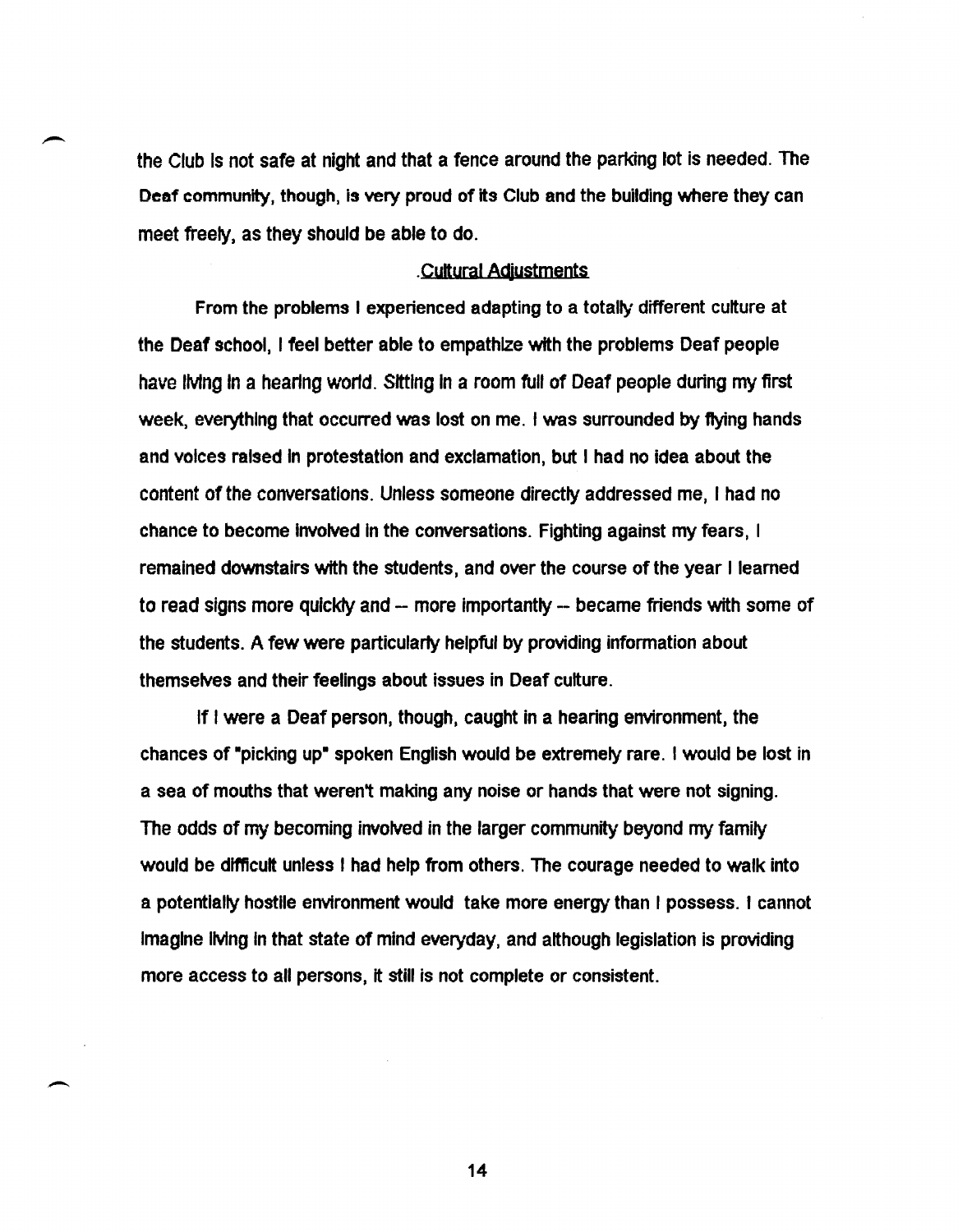the Club is not safe at night and that a fence around the parking lot is needed. The Deaf community, though, is very proud of its Club and the building where they can meet freely, as they should be able to do.

## Cultural Adjustments

From the problems I experienced adapting to a totally different culture at the Deaf school, I feel better able to empathize with the problems Deaf people have living in a hearing world. Sitting in a room full of Deaf people during my first week, everything that occurred was lost on me. I was surrounded by flying hands and voices raised in protestation and exclamation, but I had no idea about the content of the conversations. Unless someone directly addressed me, I had no chance to become involved in the conversations. Fighting against my fears, I remained downstairs with the students, and over the course of the year I learned to read signs more quickly and -- more importantly -- became friends with some of the students. A few were particularly helpful by providing information about themselves and their feelings about issues in Deaf culture.

If I were a Deaf person, though, caught in a hearing environment, the chances of "picking up" spoken English would be extremely rare. I would be lost in a sea of mouths that weren't making any noise or hands that were not signing. The odds of my becoming involved in the larger community beyond my family would be difficult unless I had help from others. The courage needed to walk into a potentially hostile environment would take more energy than I possess. I cannot imagine living in that state of mind everyday, and although legislation is providing more access to all persons, it still is not complete or consistent.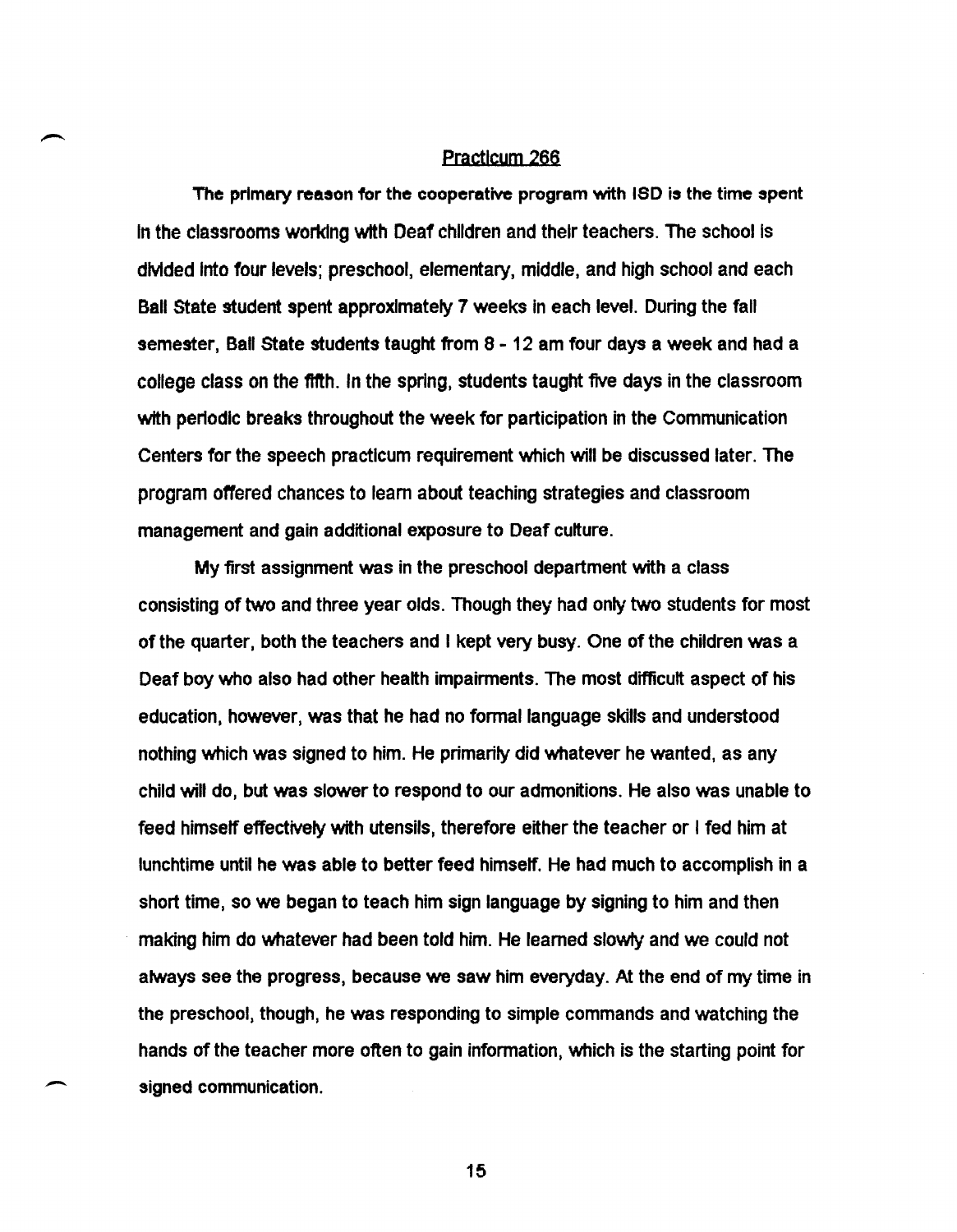## Practicum 266

The primary reason for the cooperative program with ISD is the time spent in the classrooms working with Deaf children and their teachers. The school is divided into four levels; preschool, elementary, middle, and high school and each Ball State student spent approximately 7 weeks in each level. During the fall semester, Ball State students taught from 8 - 12 am four days a week and had a college class on the fifth. In the spring, students taught five days in the classroom with periodic breaks throughout the week for participation in the Communication Centers for the speech practicum requirement which will be discussed later. The program offered chances to learn about teaching strategies and classroom management and gain additional exposure to Deaf culture.

My first assignment was in the preschool department with a class consisting of two and three year olds. Though they had only two students for most of the quarter, both the teachers and I kept very busy. One of the children was a Deaf boy who also had other health impairments. The most difficult aspect of his education, however, was that he had no formal language skills and understood nothing which was signed to him. He primarily did whatever he wanted, as any child will do, but was slower to respond to our admonitions. He also was unable to feed himself effectively with utensils, therefore either the teacher or I fed him at lunchtime until he was able to better feed himself. He had much to accomplish in a short time, so we began to teach him sign language by signing to him and then making him do whatever had been told him. He learned slowly and we could not always see the progress, because we saw him everyday. At the end of my time in the preschool, though, he was responding to simple commands and watching the hands of the teacher more often to gain information, which is the starting point for signed communication.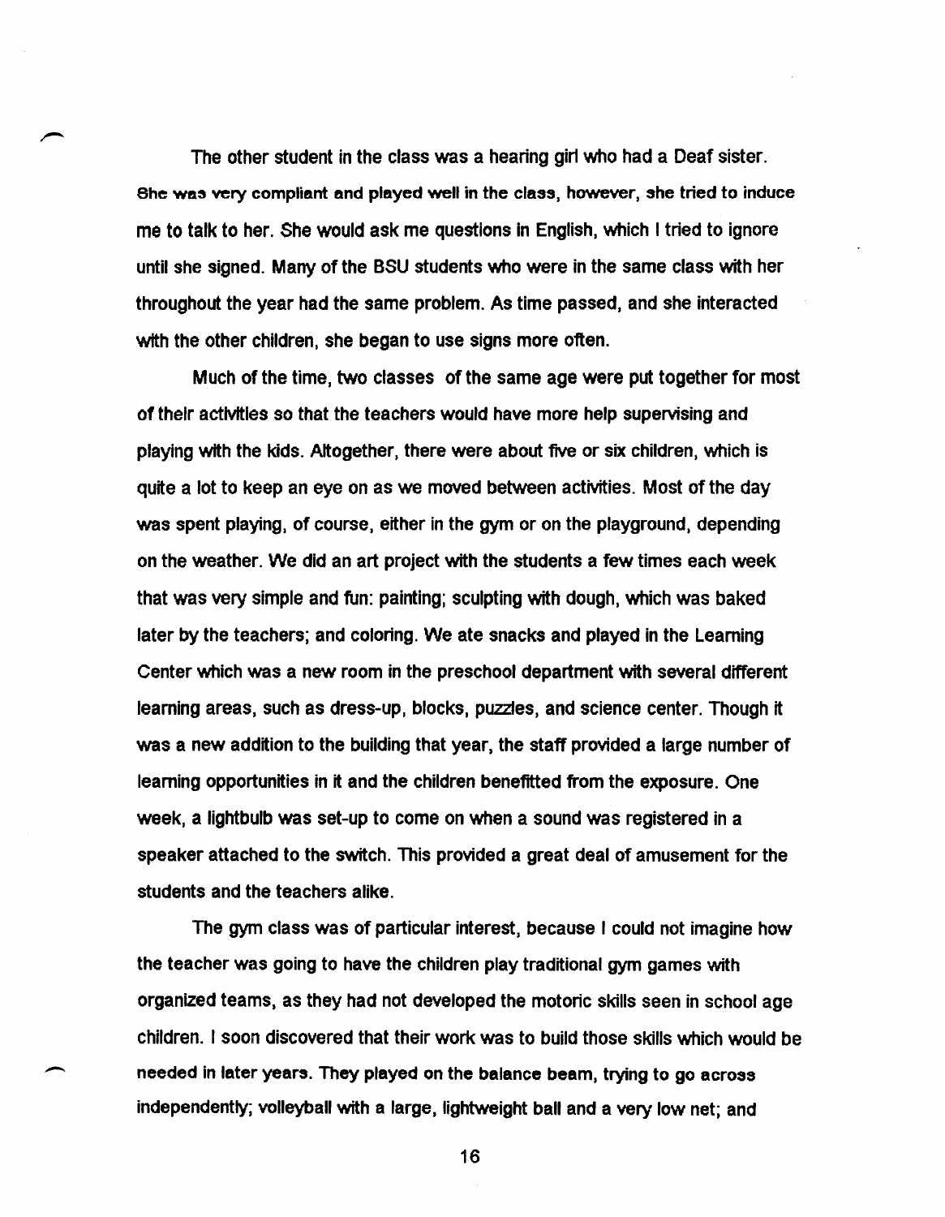The other student in the class was a hearing girl who had a Deaf sister. She was very compliant and played well in the class, however, she tried to induce me to talk to her. She would ask me questions in English, which I tried to ignore until she signed. Many of the BSU students who were in the same class with her throughout the year had the same problem. As time passed, and she interacted with the other children, she began to use signs more often.

Much of the time, two classes of the same age were put together for most of their activities so that the teachers would have more help supervising and playing with the kids. Altogether, there were about five or six children, which is quite a lot to keep an eye on as we moved between activities. Most of the day was spent playing, of course, either in the gym or on the playground, depending on the weather. We did an art project with the students a few times each week that was very simple and fun: painting; sculpting with dough, which was baked later by the teachers; and coloring. We ate snacks and played in the Learning Center which was a new room in the preschool department with several different learning areas, such as dress-up, blocks, puzzles, and science center. Though it was a new addition to the building that year, the staff provided a large number of learning opportunities in it and the children benefitted from the exposure. One week, a lightbulb was set-up to come on when a sound was registered in a speaker attached to the switch. This provided a great deal of amusement for the students and the teachers alike.

The gym class was of particular interest, because I could not imagine how the teacher was going to have the children play traditional gym games with organized teams, as they had not developed the motoric skills seen in school age children. I soon discovered that their work was to build those skills which would be needed in later years. They played on the balance beam, trying to go across independently; volleyball with a large, lightweight ball and a very low net; and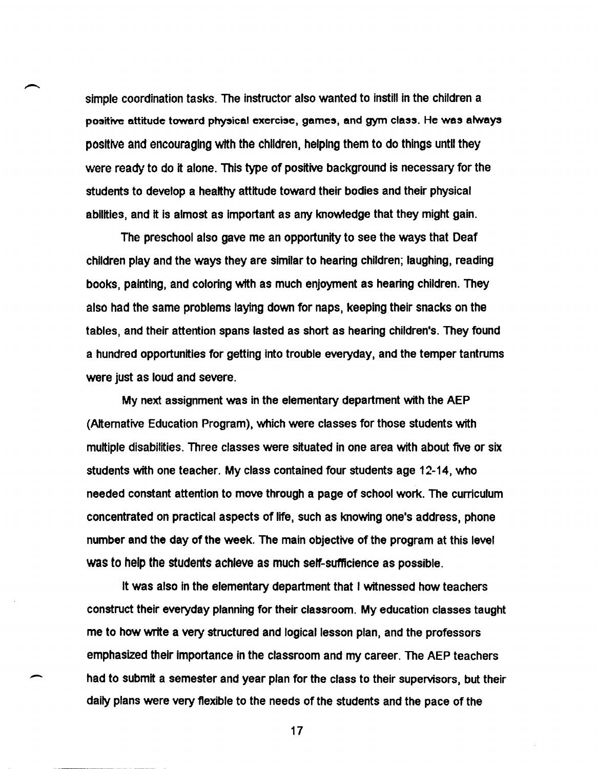simple coordination tasks. The instructor also wanted to instill in the children a positive attitude toward physical exercise, games, and gym class. He was always positive and encouraging with the children, helping them to do things until they were ready to do it alone. This type of positive background is necessary for the students to develop a healthy attitude toward their bodies and their physical abilities, and it is almost as important as any knowledge that they might gain.

The preschool also gave me an opportunity to see the ways that Deaf children play and the ways they are similar to hearing children; laughing, reading books, painting, and coloring with as much enjoyment as hearing children. They also had the same problems laying down for naps, keeping their snacks on the tables, and their attention spans lasted as short as hearing children's. They found a hundred opportunities for getting into trouble everyday, and the temper tantrums were just as loud and severe.

My next assignment was in the elementary department with the AEP (Alternative Education Program), which were classes for those students with multiple disabilities. Three classes were situated in one area with about five or six students with one teacher. My class contained four students age 12-14, who needed constant attention to move through a page of school work. The curriculum concentrated on practical aspects of life, such as knowing one's address, phone number and the day of the week. The main objective of the program at this level was to help the students achieve as much self-sufficience as possible.

It was also in the elementary department that I witnessed how teachers construct their everyday planning for their classroom. My education classes taught me to how write a very structured and logical lesson plan, and the professors emphasized their importance in the classroom and my career. The AEP teachers had to submit a semester and year plan for the class to their supervisors, but their daily plans were very flexible to the needs of the students and the pace of the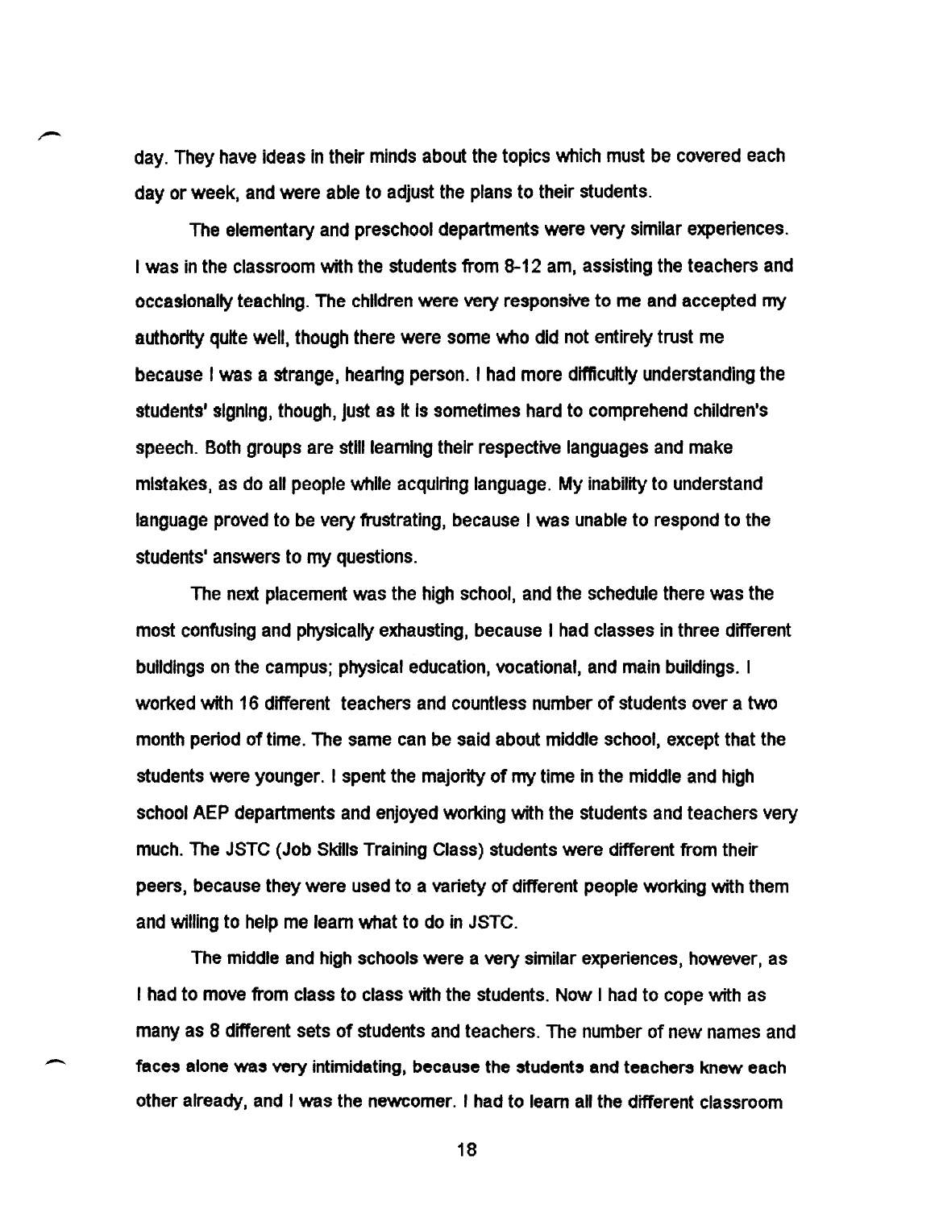day. They have ideas in their minds about the topics which must be covered each day or week, and were able to adjust the plans to their students.

The elementary and preschool departments were very similar experiences. I was in the classroom with the students from 8-12 am, assisting the teachers and occasionally teaching. The children were very responsive to me and accepted my authority quite well, though there were some who did not entirely trust me because I was a strange, hearing person. I had more difficultly understanding the students' signing, though, just as it is sometimes hard to comprehend children's speech. Both groups are still learning their respective languages and make mistakes, as do all people while acquiring language. My inability to understand language proved to be very frustrating, because I was unable to respond to the students' answers to my questions.

The next placement was the high school, and the schedule there was the most confusing and physically exhausting, because I had classes in three different buildings on the campus; physical education, vocational, and main buildings. I worked with 16 different teachers and countless number of students over a two month period of time. The same can be said about middle school, except that the students were younger. I spent the majority of my time in the middle and high school AEP departments and enjoyed working with the students and teachers very much. The JSTC (Job Skills Training Class) students were different from their peers, because they were used to a variety of different people working with them and willing to help me learn what to do in JSTC.

The middle and high schools were a very similar experiences, however, as I had to move from class to class with the students. Now I had to cope with as many as 8 different sets of students and teachers. The number of new names and faces alone was very intimidating, because the students and teachers knew each other already, and I was the newcomer. I had to learn all the different classroom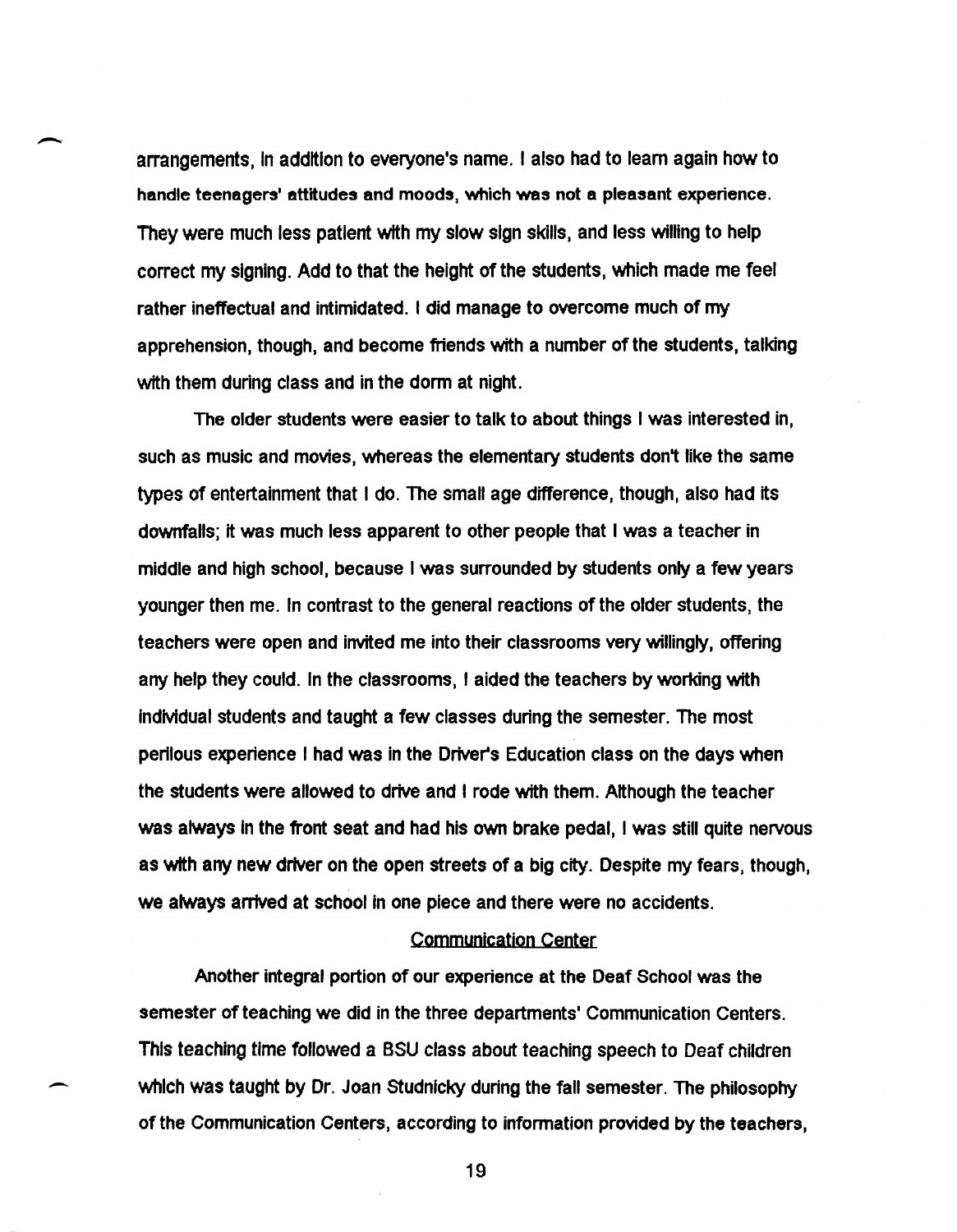arrangements, in addition to everyone's name. I also had to learn again how to handle teenagers' attitudes and moods, which was not a pleasant experience. They were much less patient with my slow sign skills, and less willing to help correct my signing. Add to that the height of the students, which made me feel rather ineffectual and intimidated. I did manage to overcome much of my apprehension, though, and become friends with a number of the students, talking with them during class and in the dorm at night.

The older students were easier to talk to about things I was interested in, such as music and movies, whereas the elementary students don't like the same types of entertainment that I do. The small age difference, though, also had its downfalls; it was much less apparent to other people that I was a teacher in middle and high school, because I was surrounded by students only a few years younger then me. In contrast to the general reactions of the older students, the teachers were open and invited me into their classrooms very willingly, offering any help they could. In the classrooms, I aided the teachers by working with individual students and taught a few classes during the semester. The most perilous experience I had was in the Driver's Education class on the days when the students were allowed to drive and I rode with them. Although the teacher was always in the front seat and had his own brake pedal, I was still quite nervous as with any new driver on the open streets of a big city. Despite my fears, though, we always arrived at school in one piece and there were no accidents.

## Communication Center

Another integral portion of our experience at the Deaf School was the semester of teaching we did in the three departments' Communication Centers. This teaching time followed a BSU class about teaching speech to Deaf children which was taught by Dr. Joan Studnicky during the fall semester. The philosophy of the Communication Centers, according to information provided by the teachers,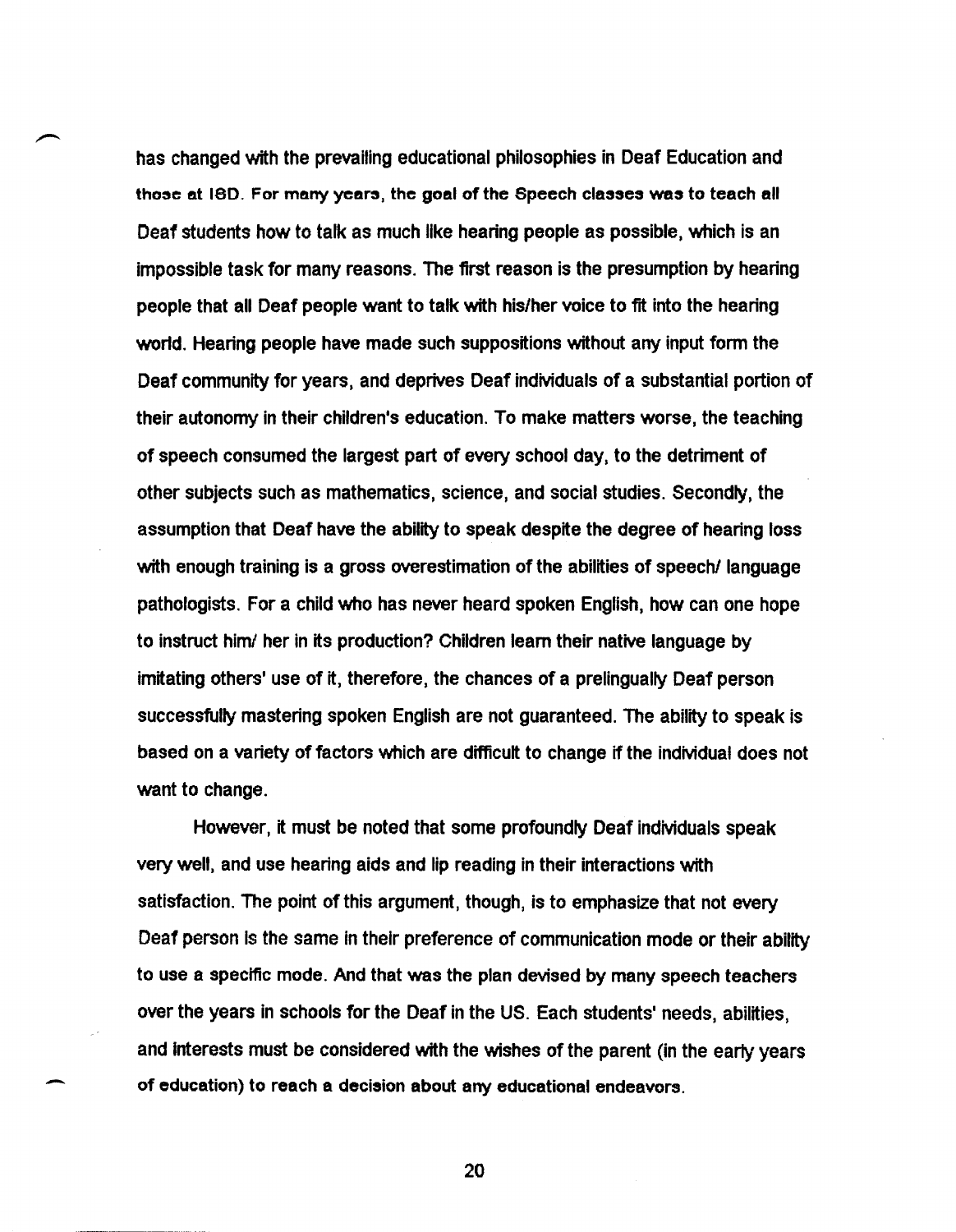has changed with the prevailing educational philosophies in Deaf Education and those at ISD. For many years, the goal of the Speech classes was to teach all Deaf students how to talk as much like hearing people as possible, which is an impossible task for many reasons. The first reason is the presumption by hearing people that all Deaf people want to talk with his/her voice to fit into the hearing world. Hearing people have made such suppositions without any input form the Deaf community for years, and deprives Deaf individuals of a substantial portion of their autonomy in their children's education. To make matters worse, the teaching of speech consumed the largest part of every school day, to the detriment of other subjects such as mathematics, science, and social studies. Secondly, the assumption that Deaf have the ability to speak despite the degree of hearing loss with enough training is a gross overestimation of the abilities of speech/ language pathologists. For a child who has never heard spoken English, how can one hope to instruct him/ her in its production? Children learn their native language by imitating others' use of it, therefore, the chances of a prelingually Deaf person successfully mastering spoken English are not guaranteed. The ability to speak is based on a variety of factors which are difficult to change if the individual does not want to change.

However, it must be noted that some profoundly Deaf individuals speak very well, and use hearing aids and lip reading in their interactions with satisfaction. The point of this argument, though, is to emphasize that not every Deaf person is the same in their preference of communication mode or their ability to use a specific mode. And that was the plan devised by many speech teachers over the years in schools for the Deaf in the US. Each students' needs, abilities, and interests must be considered with the wishes of the parent (in the early years of education) to reach a decision about any educational endeavors.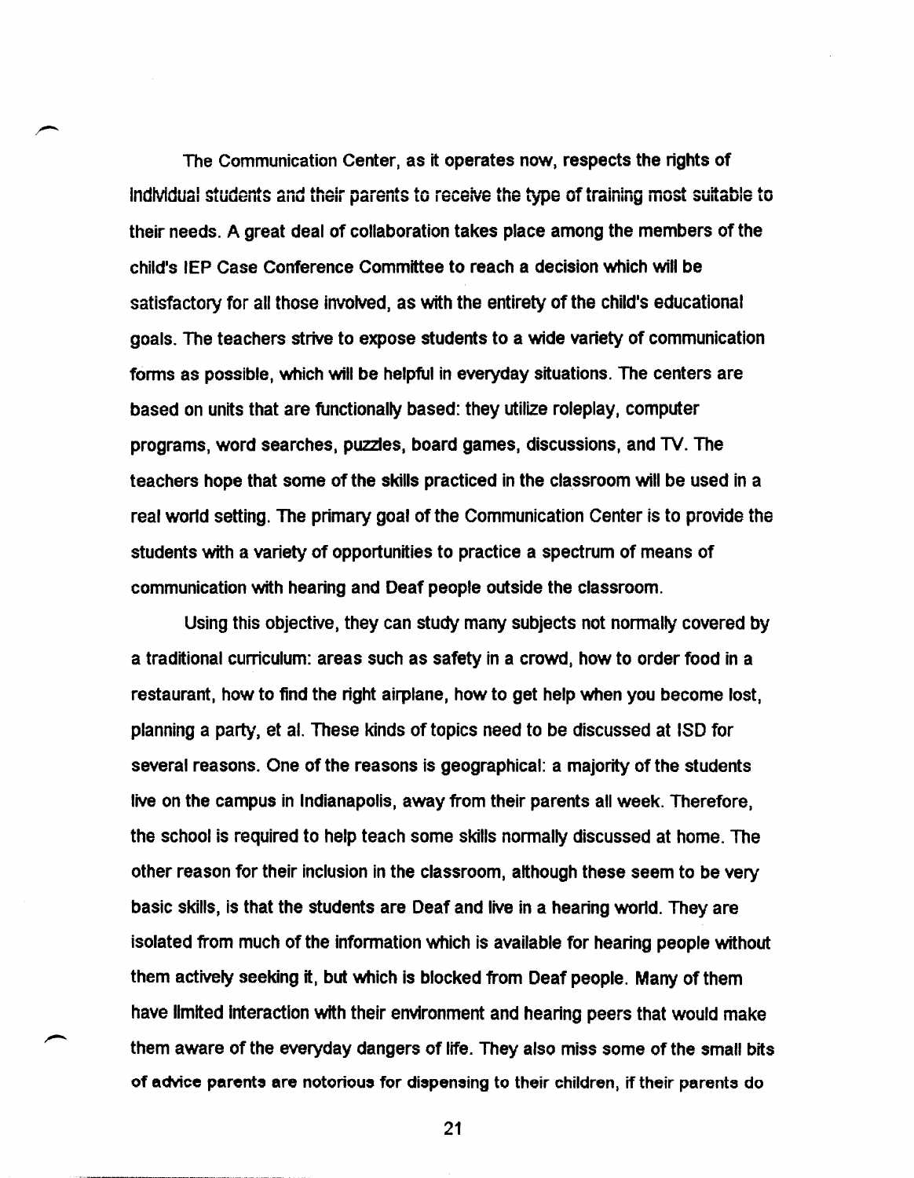The Communication Center, as it operates now, respects the rights of individual students and their parents to receive the type of training most suitable to their needs. A great deal of collaboration takes place among the members of the child's IEP Case Conference Committee to reach a decision which will be satisfactory for all those involved, as with the entirety of the child's educational goals. The teachers strive to expose students to a wide variety of communication forms as possible, which will be helpful in everyday situations. The centers are based on units that are functionally based: they utilize roleplay, computer programs, word searches, puzzles, board games, discussions, and TV. The teachers hope that some of the skills practiced in the classroom will be used in a real world setting. The primary goal of the Communication Center is to provide the students with a variety of opportunities to practice a spectrum of means of communication with hearing and Deaf people outside the classroom.

Using this objective, they can study many subjects not normally covered by a traditional curriculum: areas such as safety in a crowd, how to order food in a restaurant, how to find the right airplane, how to get help when you become lost, planning a party, et al. These kinds of topics need to be discussed at ISD for several reasons. One of the reasons is geographical: a majority of the students live on the campus in Indianapolis, away from their parents all week. Therefore, the school is required to help teach some skills normally discussed at home. The other reason for their inclusion in the classroom, although these seem to be very basic skills, is that the students are Deaf and live in a hearing world. They are isolated from much of the information which is available for hearing people without them actively seeking it, but which is blocked from Deaf people. Many of them have limited interaction with their environment and hearing peers that would make them aware of the everyday dangers of life. They also miss some of the small bits of advice parents are notorious for dispensing to their children, if their parents do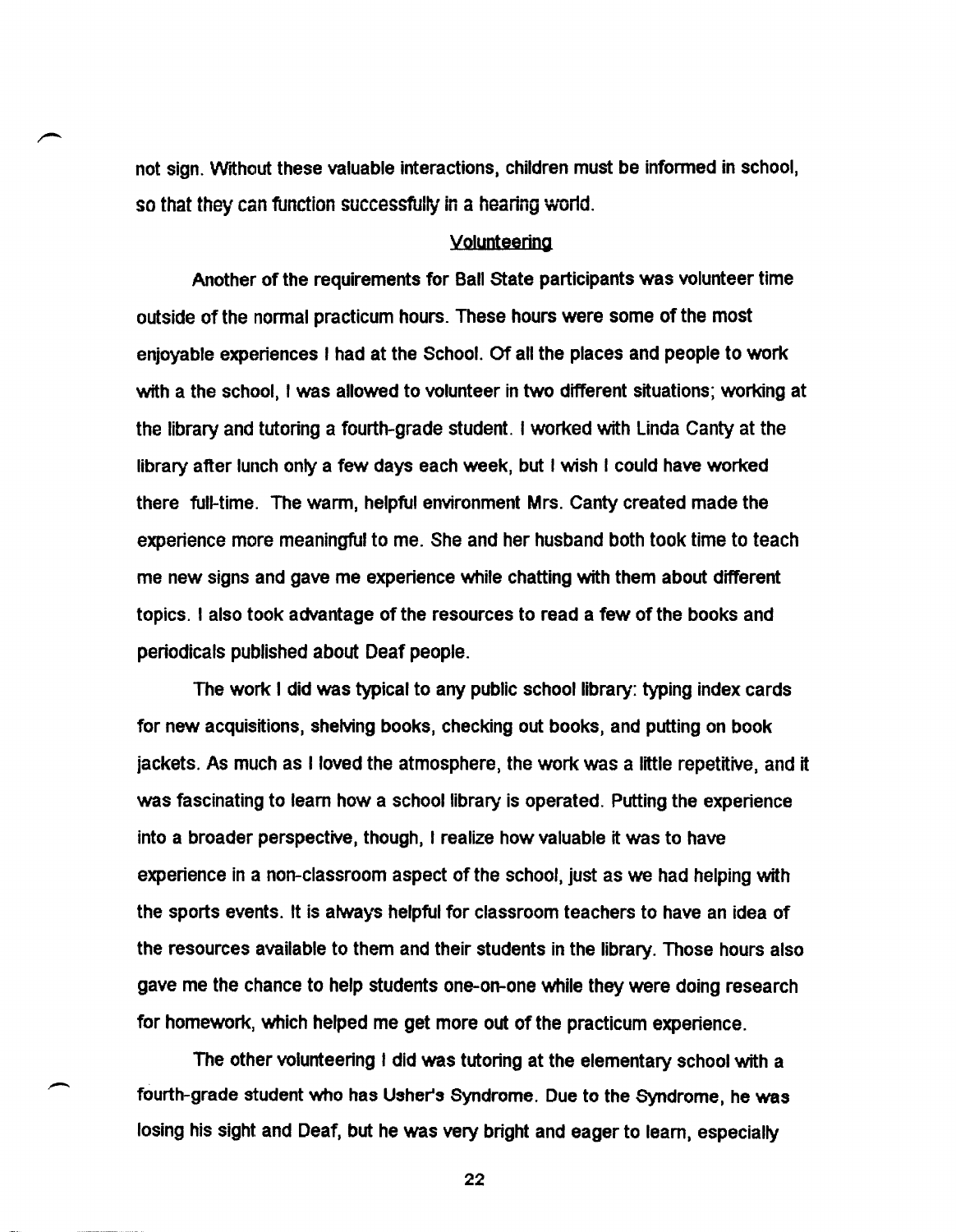not sign. Without these valuable interactions, children must be informed in school, so that they can function successfully in a hearing world.

## Volunteering

Another of the requirements for Ball State participants was volunteer time outside of the normal practicum hours. These hours were some of the most enjoyable experiences I had at the School. Of all the places and people to work with a the school, I was allowed to volunteer in two different situations; working at the library and tutoring a fourth-grade student. I worked with Linda Canty at the library after lunch only a few days each week, but I wish I could have worked there full-time. The warm, helpful environment Mrs. Canty created made the experience more meaningful to me. She and her husband both took time to teach me new signs and gave me experience while chatting with them about different topics. I also took advantage of the resources to read a few of the books and periodicals published about Deaf people.

The work I did was typical to any public school library: typing index cards for new acquisitions, shelving books, checking out books, and putting on book jackets. As much as I loved the atmosphere, the work was a little repetitive, and it was fascinating to learn how a school library is operated. Putting the experience into a broader perspective, though, I realize how valuable it was to have experience in a non-classroom aspect of the school, just as we had helping with the sports events. It is always helpful for classroom teachers to have an idea of the resources available to them and their students in the library. Those hours also gave me the chance to help students one-on-one while they were doing research for homework, which helped me get more out of the practicum experience.

The other volunteering I did was tutoring at the elementary school with a fourth-grade student who has Usher's Syndrome. Due to the Syndrome, he was losing his sight and Deaf, but he was very bright and eager to learn, especially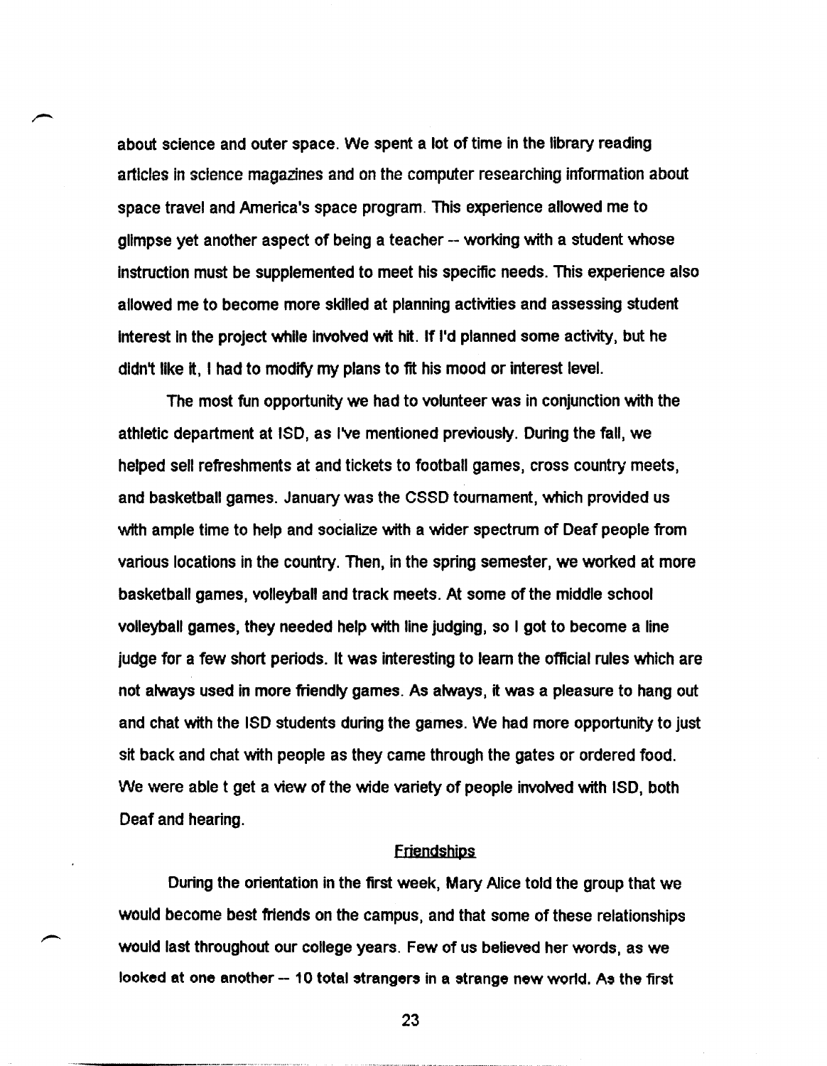about science and outer space. We spent a lot of time in the library reading articles in science magazines and on the computer researching information about space travel and America's space program. This experience allowed me to glimpse yet another aspect of being a teacher -- working with a student whose instruction must be supplemented to meet his specific needs. This experience also allowed me to become more skilled at planning activities and assessing student interest in the project while involved wit hit. If I'd planned some activity, but he didn't like it, I had to modify my plans to fit his mood or interest level.

The most fun opportunity we had to volunteer was in conjunction with the athletic department at ISD, as I've mentioned previously. During the fall, we helped sell refreshments at and tickets to football games, cross country meets, and basketball games. January was the CSSD tournament, which provided us with ample time to help and socialize with a wider spectrum of Deaf people from various locations in the country. Then, in the spring semester, we worked at more basketball games, volleyball and track meets. At some of the middle school volleyball games, they needed help with line judging, so I got to become a line judge for a few short periods. It was interesting to learn the official rules which are not always used in more friendly games. As always, it was a pleasure to hang out and chat with the ISD students during the games. We had more opportunity to just sit back and chat with people as they came through the gates or ordered food. We were able t get a view of the wide variety of people involved with ISD, both Deaf and hearing.

## Friendships

During the orientation in the first week, Mary Alice told the group that we would become best friends on the campus, and that some of these relationships would last throughout our college years. Few of us believed her words, as we looked at one another -- 10 total strangers in a strange new world. As the first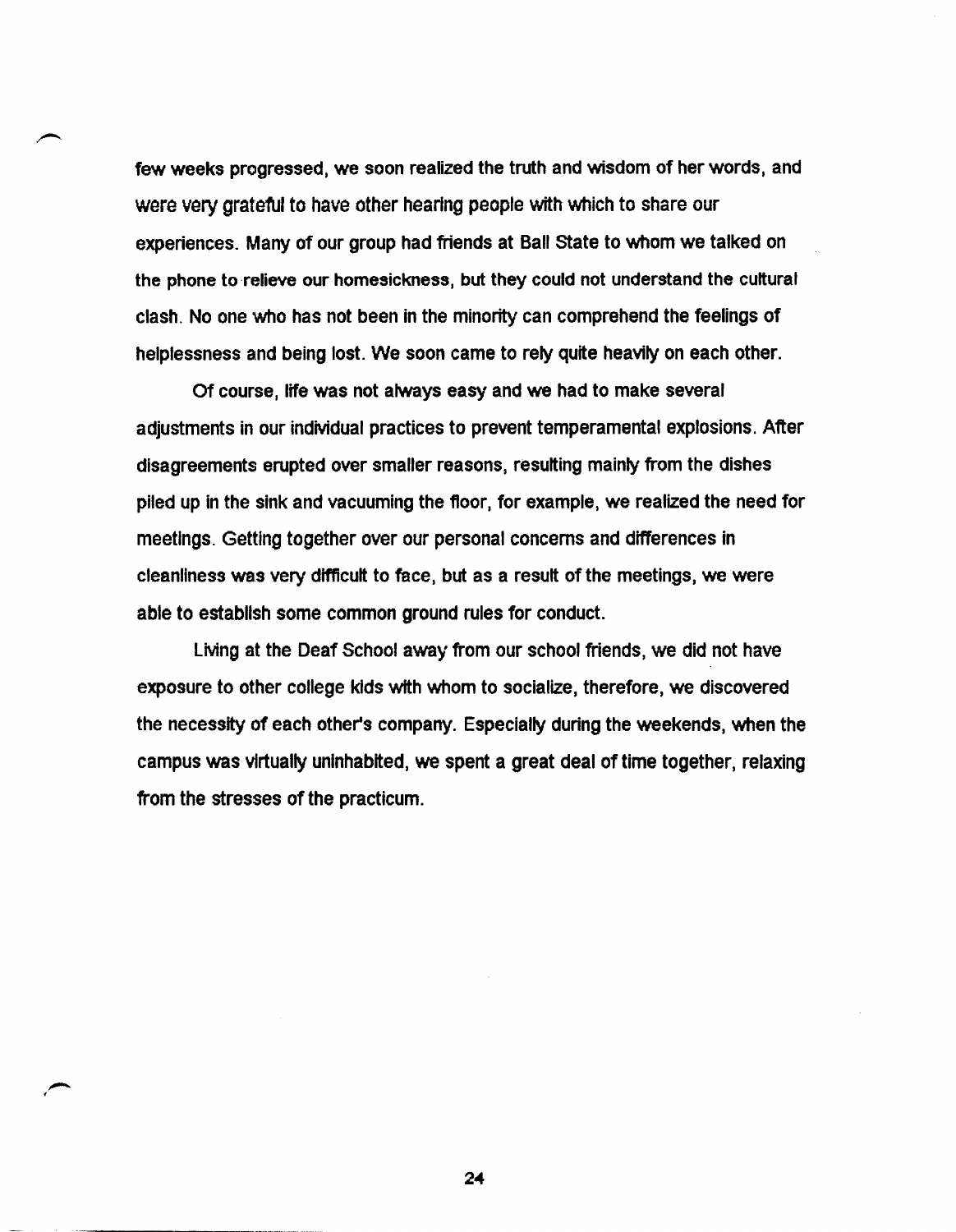few weeks progressed, we soon realized the truth and wisdom of her words, and were very grateful to have other hearing people with which to share our experiences. Many of our group had friends at Ball State to whom we talked on the phone to relieve our homesickness, but they could not understand the cultural clash. No one who has not been in the minority can comprehend the feelings of helplessness and being lost. We soon came to rely quite heavily on each other.

Of course, life was not always easy and we had to make several adjustments in our individual practices to prevent temperamental explosions. After disagreements erupted over smaller reasons, resulting mainly from the dishes piled up in the sink and vacuuming the floor, for example, we realized the need for meetings. Getting together over our personal concerns and differences in cleanliness was very difficult to face, but as a result of the meetings, we were able to establish some common ground rules for conduct.

Living at the Deaf School away from our school friends, we did not have exposure to other college kids with whom to socialize, therefore, we discovered the necessity of each other's company. Especially during the weekends, when the campus was virtually uninhabited, we spent a great deal of time together, relaxing from the stresses of the practicum.